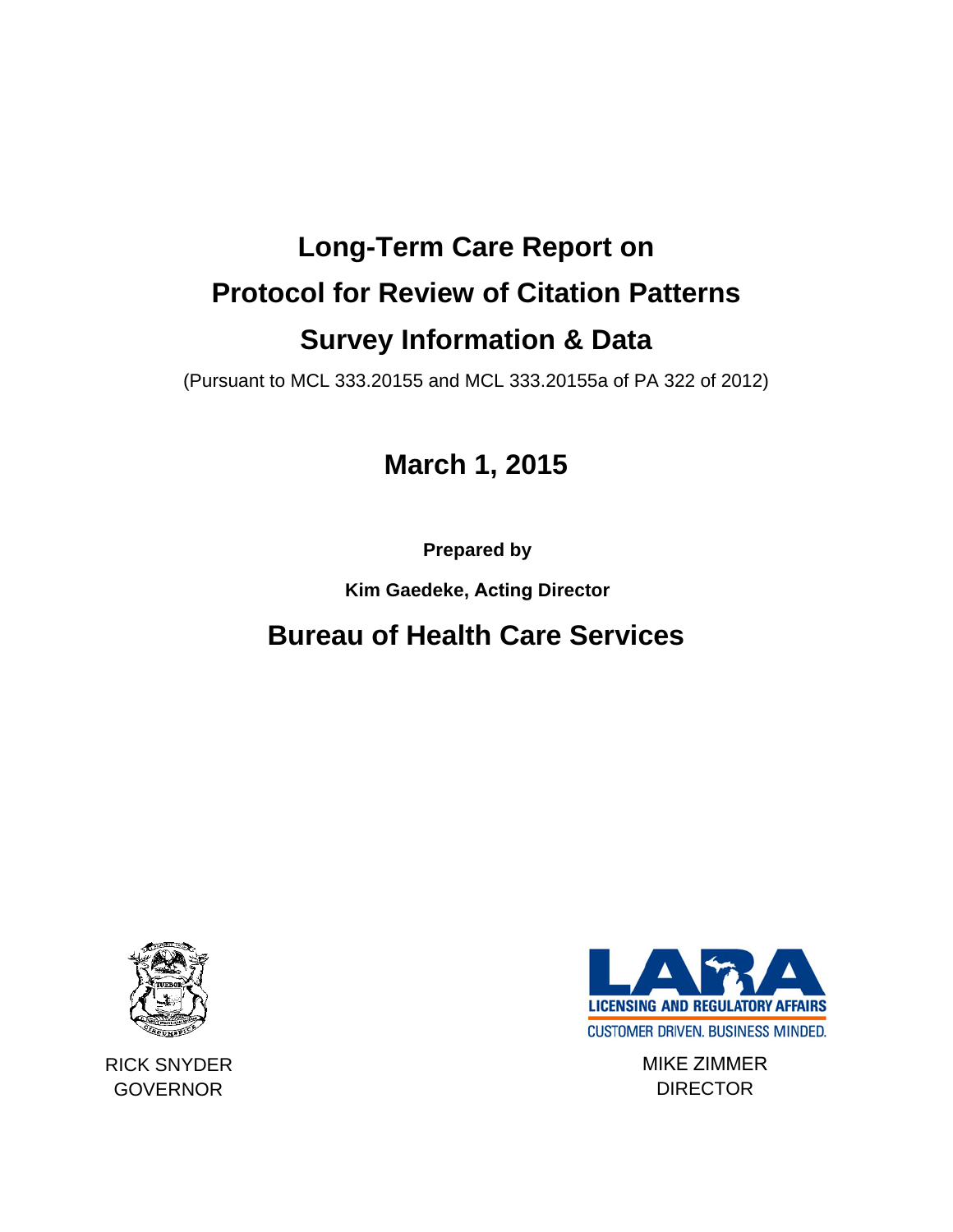# Long-Term Care Report on Protocol for Review of Citation Patterns Survey Information & Data

(Pursuant to MCL 333.20155 and MCL 333.20155a of PA 322 of 2012)

## March 1, 2015

**Prepared by**

**Kim Gaedeke, Acting Director**

## Bureau of Health Care Services

LICENSING AND REGULATORY AFFAIRS

CUSTOMER DRIVEN. BUSINESS MINDED.

RICK SNYDER
GOVERNOR

MIKE ZIMMER
DIRECTOR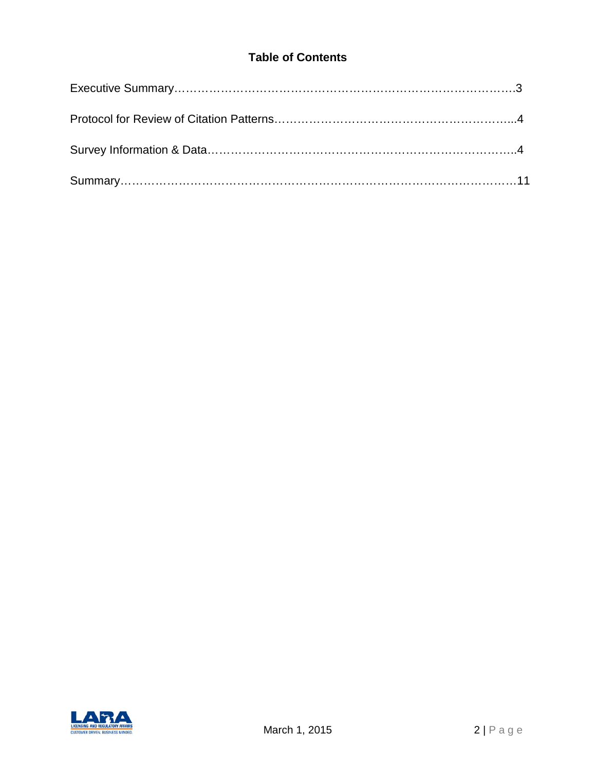## Table of Contents

Executive Summary……………………………………………………………………………….3

Protocol for Review of Citation Patterns………………………………………………………..4

Survey Information & Data……………………………………………………………………..4

Summary…………………………………………………………………………………………11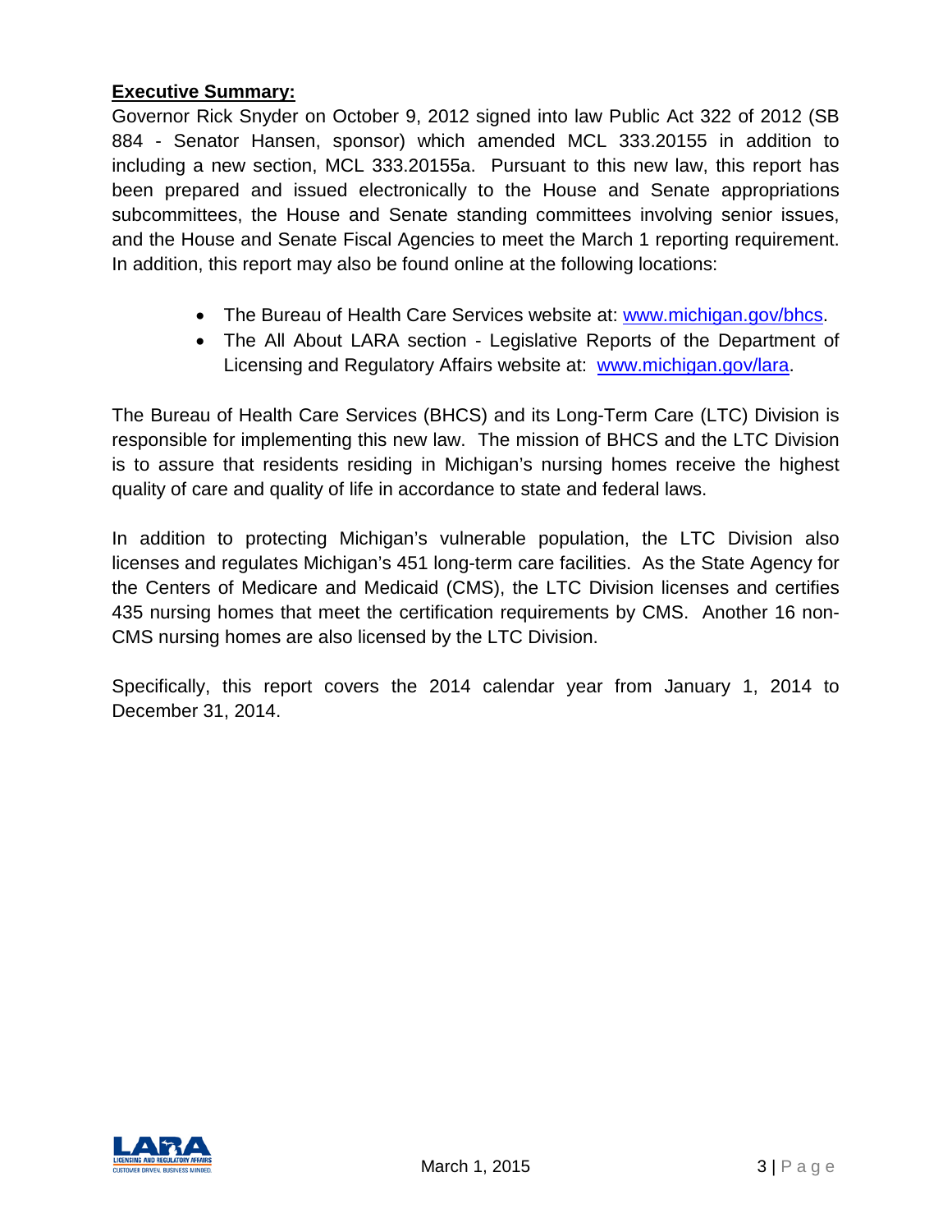**Executive Summary:**

Governor Rick Snyder on October 9, 2012 signed into law Public Act 322 of 2012 (SB 884 - Senator Hansen, sponsor) which amended MCL 333.20155 in addition to including a new section, MCL 333.20155a. Pursuant to this new law, this report has been prepared and issued electronically to the House and Senate appropriations subcommittees, the House and Senate standing committees involving senior issues, and the House and Senate Fiscal Agencies to meet the March 1 reporting requirement. In addition, this report may also be found online at the following locations:

- The Bureau of Health Care Services website at: www.michigan.gov/bhcs.
- The All About LARA section - Legislative Reports of the Department of Licensing and Regulatory Affairs website at: www.michigan.gov/lara.

The Bureau of Health Care Services (BHCS) and its Long-Term Care (LTC) Division is responsible for implementing this new law. The mission of BHCS and the LTC Division is to assure that residents residing in Michigan's nursing homes receive the highest quality of care and quality of life in accordance to state and federal laws.

In addition to protecting Michigan's vulnerable population, the LTC Division also licenses and regulates Michigan's 451 long-term care facilities. As the State Agency for the Centers of Medicare and Medicaid (CMS), the LTC Division licenses and certifies 435 nursing homes that meet the certification requirements by CMS. Another 16 non-CMS nursing homes are also licensed by the LTC Division.

Specifically, this report covers the 2014 calendar year from January 1, 2014 to December 31, 2014.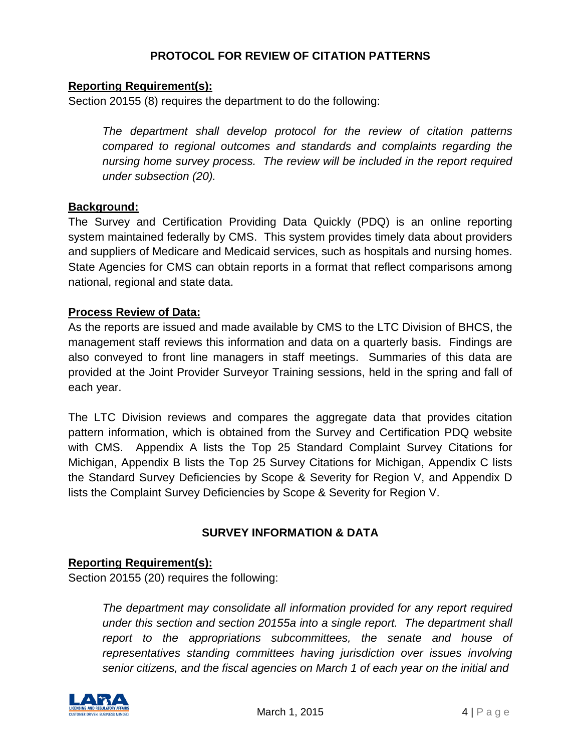## PROTOCOL FOR REVIEW OF CITATION PATTERNS

**Reporting Requirement(s):**

Section 20155 (8) requires the department to do the following:

> *The department shall develop protocol for the review of citation patterns compared to regional outcomes and standards and complaints regarding the nursing home survey process. The review will be included in the report required under subsection (20).*

**Background:**

The Survey and Certification Providing Data Quickly (PDQ) is an online reporting system maintained federally by CMS. This system provides timely data about providers and suppliers of Medicare and Medicaid services, such as hospitals and nursing homes. State Agencies for CMS can obtain reports in a format that reflect comparisons among national, regional and state data.

**Process Review of Data:**

As the reports are issued and made available by CMS to the LTC Division of BHCS, the management staff reviews this information and data on a quarterly basis. Findings are also conveyed to front line managers in staff meetings. Summaries of this data are provided at the Joint Provider Surveyor Training sessions, held in the spring and fall of each year.

The LTC Division reviews and compares the aggregate data that provides citation pattern information, which is obtained from the Survey and Certification PDQ website with CMS. Appendix A lists the Top 25 Standard Complaint Survey Citations for Michigan, Appendix B lists the Top 25 Survey Citations for Michigan, Appendix C lists the Standard Survey Deficiencies by Scope & Severity for Region V, and Appendix D lists the Complaint Survey Deficiencies by Scope & Severity for Region V.

## SURVEY INFORMATION & DATA

**Reporting Requirement(s):**

Section 20155 (20) requires the following:

> *The department may consolidate all information provided for any report required under this section and section 20155a into a single report. The department shall report to the appropriations subcommittees, the senate and house of representatives standing committees having jurisdiction over issues involving senior citizens, and the fiscal agencies on March 1 of each year on the initial and*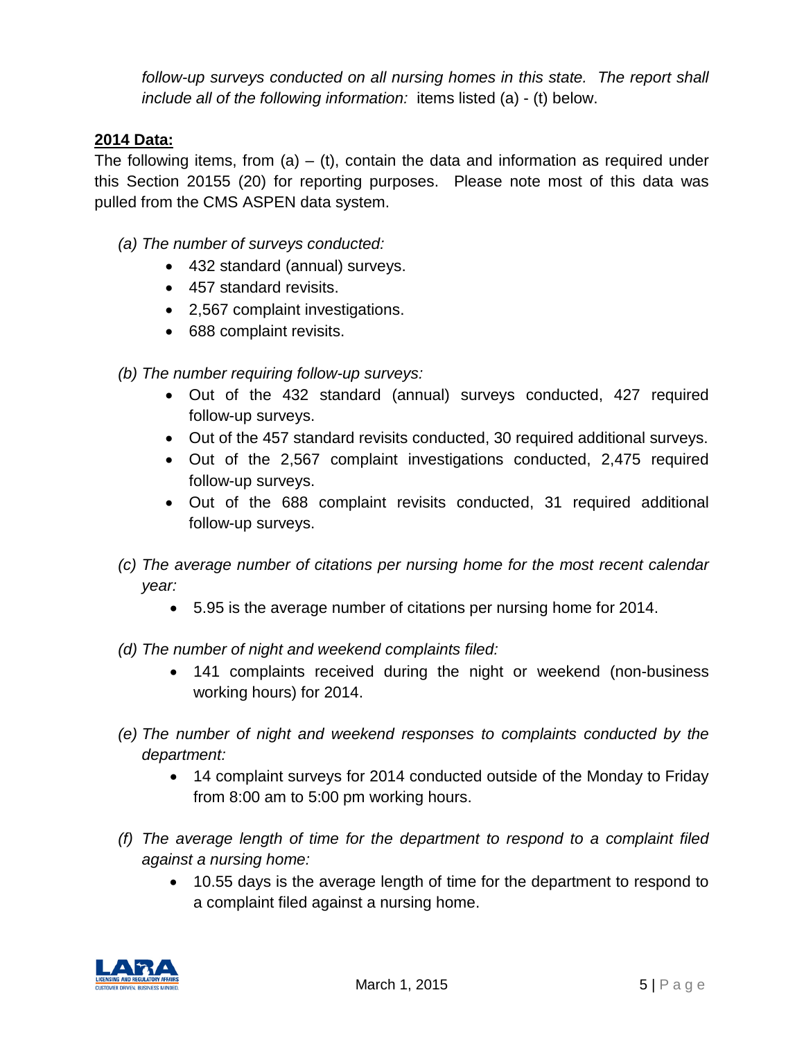*follow-up surveys conducted on all nursing homes in this state. The report shall include all of the following information:* items listed (a) - (t) below.

**2014 Data:**

The following items, from (a) – (t), contain the data and information as required under this Section 20155 (20) for reporting purposes. Please note most of this data was pulled from the CMS ASPEN data system.

*(a) The number of surveys conducted:*

- 432 standard (annual) surveys.
- 457 standard revisits.
- 2,567 complaint investigations.
- 688 complaint revisits.

*(b) The number requiring follow-up surveys:*

- Out of the 432 standard (annual) surveys conducted, 427 required follow-up surveys.
- Out of the 457 standard revisits conducted, 30 required additional surveys.
- Out of the 2,567 complaint investigations conducted, 2,475 required follow-up surveys.
- Out of the 688 complaint revisits conducted, 31 required additional follow-up surveys.

*(c) The average number of citations per nursing home for the most recent calendar year:*

- 5.95 is the average number of citations per nursing home for 2014.

*(d) The number of night and weekend complaints filed:*

- 141 complaints received during the night or weekend (non-business working hours) for 2014.

*(e) The number of night and weekend responses to complaints conducted by the department:*

- 14 complaint surveys for 2014 conducted outside of the Monday to Friday from 8:00 am to 5:00 pm working hours.

*(f) The average length of time for the department to respond to a complaint filed against a nursing home:*

- 10.55 days is the average length of time for the department to respond to a complaint filed against a nursing home.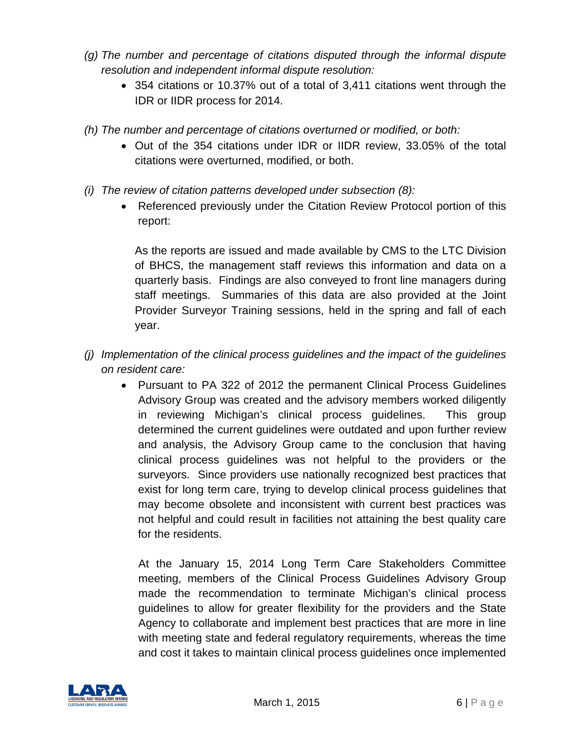*(g) The number and percentage of citations disputed through the informal dispute resolution and independent informal dispute resolution:*

- 354 citations or 10.37% out of a total of 3,411 citations went through the IDR or IIDR process for 2014.

*(h) The number and percentage of citations overturned or modified, or both:*

- Out of the 354 citations under IDR or IIDR review, 33.05% of the total citations were overturned, modified, or both.

*(i) The review of citation patterns developed under subsection (8):*

- Referenced previously under the Citation Review Protocol portion of this report:

  As the reports are issued and made available by CMS to the LTC Division of BHCS, the management staff reviews this information and data on a quarterly basis. Findings are also conveyed to front line managers during staff meetings. Summaries of this data are also provided at the Joint Provider Surveyor Training sessions, held in the spring and fall of each year.

*(j) Implementation of the clinical process guidelines and the impact of the guidelines on resident care:*

- Pursuant to PA 322 of 2012 the permanent Clinical Process Guidelines Advisory Group was created and the advisory members worked diligently in reviewing Michigan's clinical process guidelines. This group determined the current guidelines were outdated and upon further review and analysis, the Advisory Group came to the conclusion that having clinical process guidelines was not helpful to the providers or the surveyors. Since providers use nationally recognized best practices that exist for long term care, trying to develop clinical process guidelines that may become obsolete and inconsistent with current best practices was not helpful and could result in facilities not attaining the best quality care for the residents.

  At the January 15, 2014 Long Term Care Stakeholders Committee meeting, members of the Clinical Process Guidelines Advisory Group made the recommendation to terminate Michigan's clinical process guidelines to allow for greater flexibility for the providers and the State Agency to collaborate and implement best practices that are more in line with meeting state and federal regulatory requirements, whereas the time and cost it takes to maintain clinical process guidelines once implemented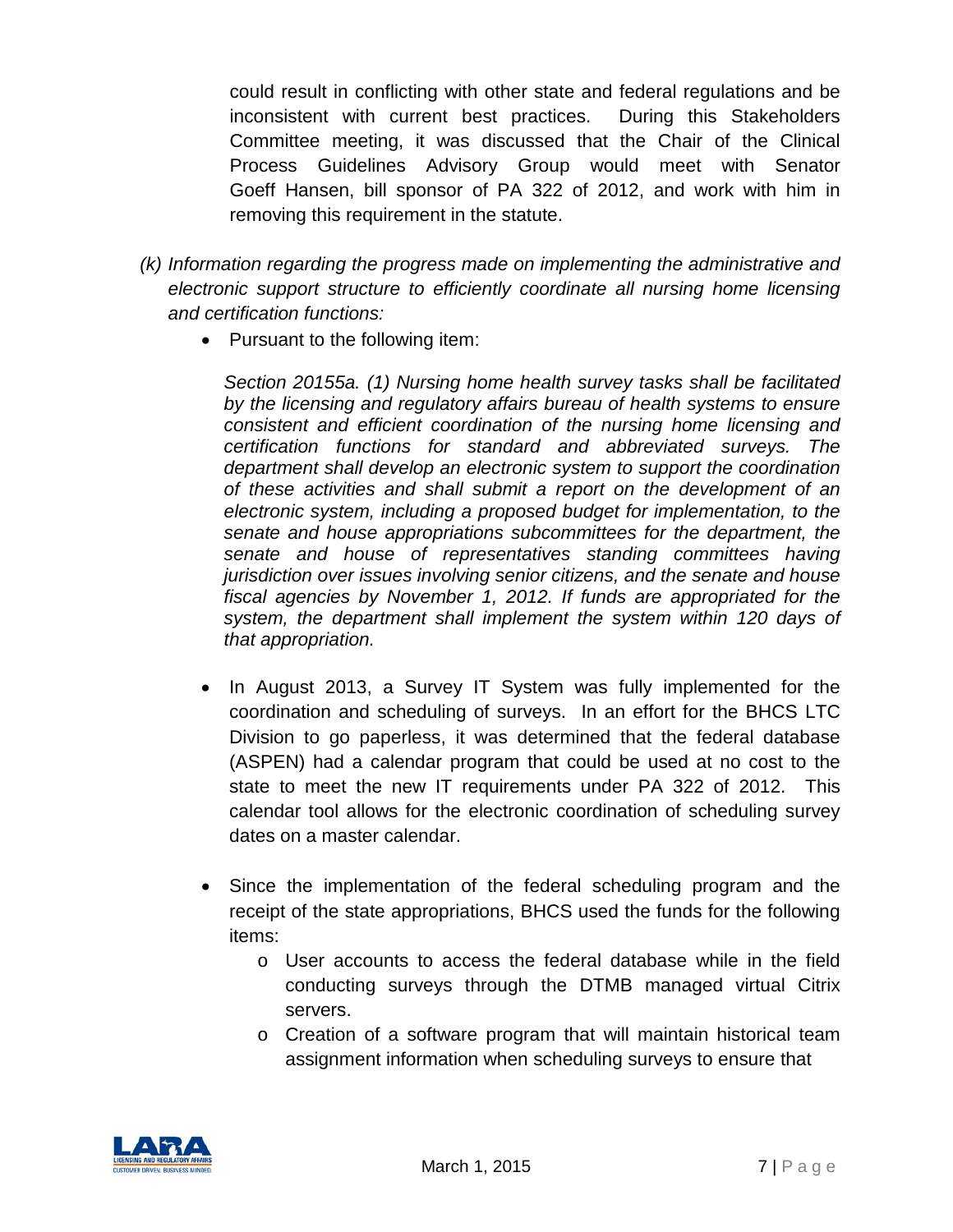could result in conflicting with other state and federal regulations and be inconsistent with current best practices. During this Stakeholders Committee meeting, it was discussed that the Chair of the Clinical Process Guidelines Advisory Group would meet with Senator Goeff Hansen, bill sponsor of PA 322 of 2012, and work with him in removing this requirement in the statute.

*(k) Information regarding the progress made on implementing the administrative and electronic support structure to efficiently coordinate all nursing home licensing and certification functions:*

- Pursuant to the following item:

  *Section 20155a. (1) Nursing home health survey tasks shall be facilitated by the licensing and regulatory affairs bureau of health systems to ensure consistent and efficient coordination of the nursing home licensing and certification functions for standard and abbreviated surveys. The department shall develop an electronic system to support the coordination of these activities and shall submit a report on the development of an electronic system, including a proposed budget for implementation, to the senate and house appropriations subcommittees for the department, the senate and house of representatives standing committees having jurisdiction over issues involving senior citizens, and the senate and house fiscal agencies by November 1, 2012. If funds are appropriated for the system, the department shall implement the system within 120 days of that appropriation.*

- In August 2013, a Survey IT System was fully implemented for the coordination and scheduling of surveys. In an effort for the BHCS LTC Division to go paperless, it was determined that the federal database (ASPEN) had a calendar program that could be used at no cost to the state to meet the new IT requirements under PA 322 of 2012. This calendar tool allows for the electronic coordination of scheduling survey dates on a master calendar.

- Since the implementation of the federal scheduling program and the receipt of the state appropriations, BHCS used the funds for the following items:
  - User accounts to access the federal database while in the field conducting surveys through the DTMB managed virtual Citrix servers.
  - Creation of a software program that will maintain historical team assignment information when scheduling surveys to ensure that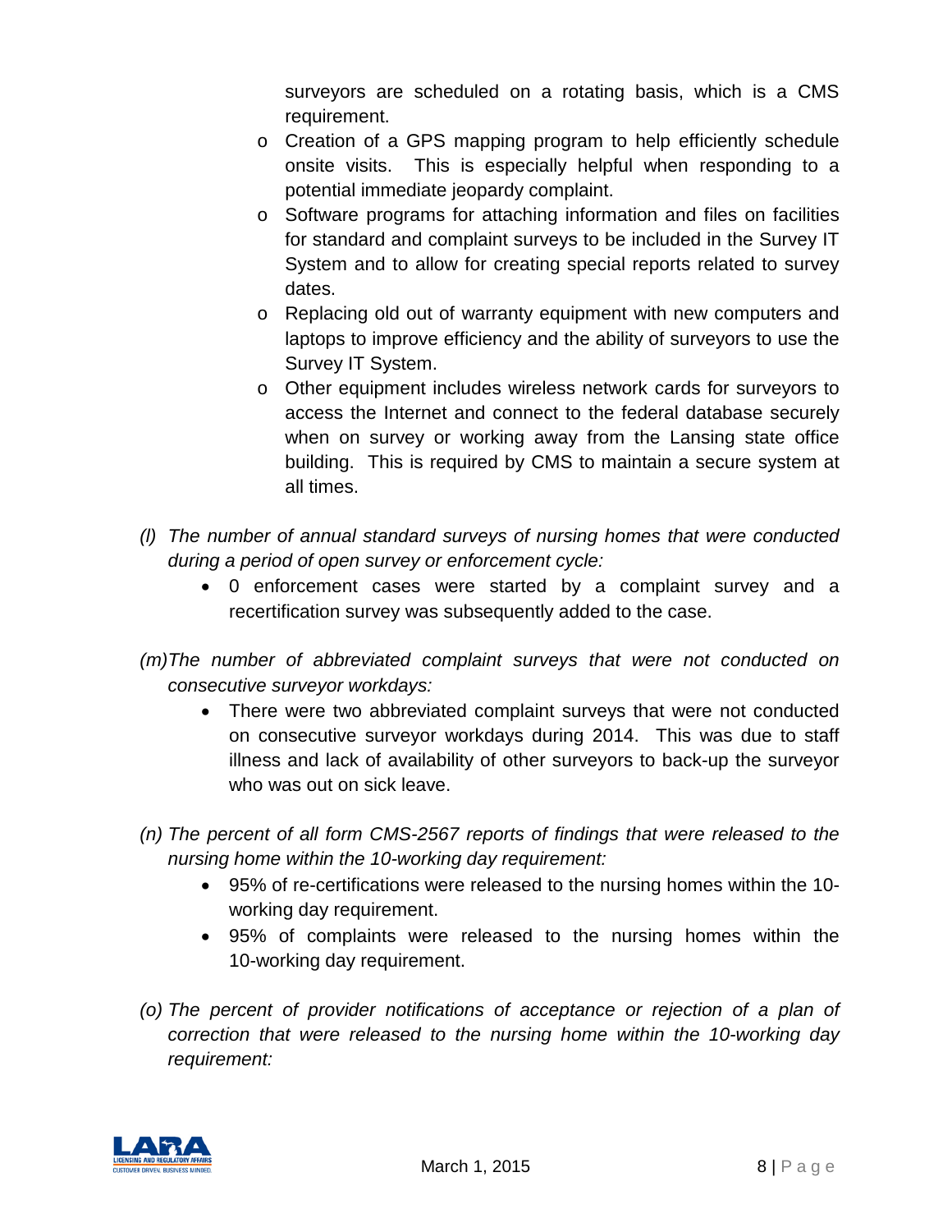surveyors are scheduled on a rotating basis, which is a CMS requirement.

  - Creation of a GPS mapping program to help efficiently schedule onsite visits. This is especially helpful when responding to a potential immediate jeopardy complaint.
  - Software programs for attaching information and files on facilities for standard and complaint surveys to be included in the Survey IT System and to allow for creating special reports related to survey dates.
  - Replacing old out of warranty equipment with new computers and laptops to improve efficiency and the ability of surveyors to use the Survey IT System.
  - Other equipment includes wireless network cards for surveyors to access the Internet and connect to the federal database securely when on survey or working away from the Lansing state office building. This is required by CMS to maintain a secure system at all times.

*(l) The number of annual standard surveys of nursing homes that were conducted during a period of open survey or enforcement cycle:*

- 0 enforcement cases were started by a complaint survey and a recertification survey was subsequently added to the case.

*(m) The number of abbreviated complaint surveys that were not conducted on consecutive surveyor workdays:*

- There were two abbreviated complaint surveys that were not conducted on consecutive surveyor workdays during 2014. This was due to staff illness and lack of availability of other surveyors to back-up the surveyor who was out on sick leave.

*(n) The percent of all form CMS-2567 reports of findings that were released to the nursing home within the 10-working day requirement:*

- 95% of re-certifications were released to the nursing homes within the 10-working day requirement.
- 95% of complaints were released to the nursing homes within the 10-working day requirement.

*(o) The percent of provider notifications of acceptance or rejection of a plan of correction that were released to the nursing home within the 10-working day requirement:*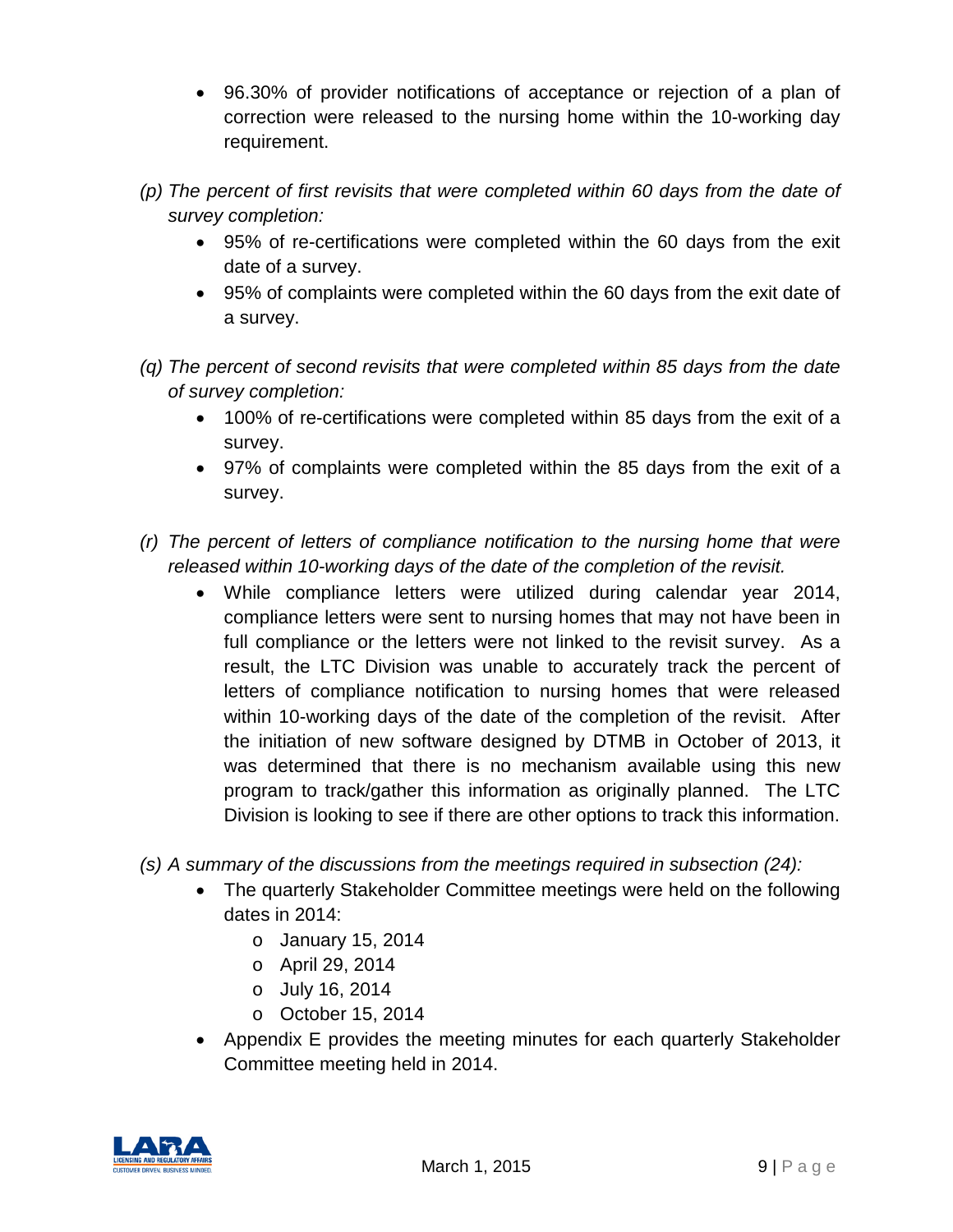- 96.30% of provider notifications of acceptance or rejection of a plan of correction were released to the nursing home within the 10-working day requirement.

*(p) The percent of first revisits that were completed within 60 days from the date of survey completion:*

- 95% of re-certifications were completed within the 60 days from the exit date of a survey.
- 95% of complaints were completed within the 60 days from the exit date of a survey.

*(q) The percent of second revisits that were completed within 85 days from the date of survey completion:*

- 100% of re-certifications were completed within 85 days from the exit of a survey.
- 97% of complaints were completed within the 85 days from the exit of a survey.

*(r) The percent of letters of compliance notification to the nursing home that were released within 10-working days of the date of the completion of the revisit.*

- While compliance letters were utilized during calendar year 2014, compliance letters were sent to nursing homes that may not have been in full compliance or the letters were not linked to the revisit survey. As a result, the LTC Division was unable to accurately track the percent of letters of compliance notification to nursing homes that were released within 10-working days of the date of the completion of the revisit. After the initiation of new software designed by DTMB in October of 2013, it was determined that there is no mechanism available using this new program to track/gather this information as originally planned. The LTC Division is looking to see if there are other options to track this information.

*(s) A summary of the discussions from the meetings required in subsection (24):*

- The quarterly Stakeholder Committee meetings were held on the following dates in 2014:
  - January 15, 2014
  - April 29, 2014
  - July 16, 2014
  - October 15, 2014
- Appendix E provides the meeting minutes for each quarterly Stakeholder Committee meeting held in 2014.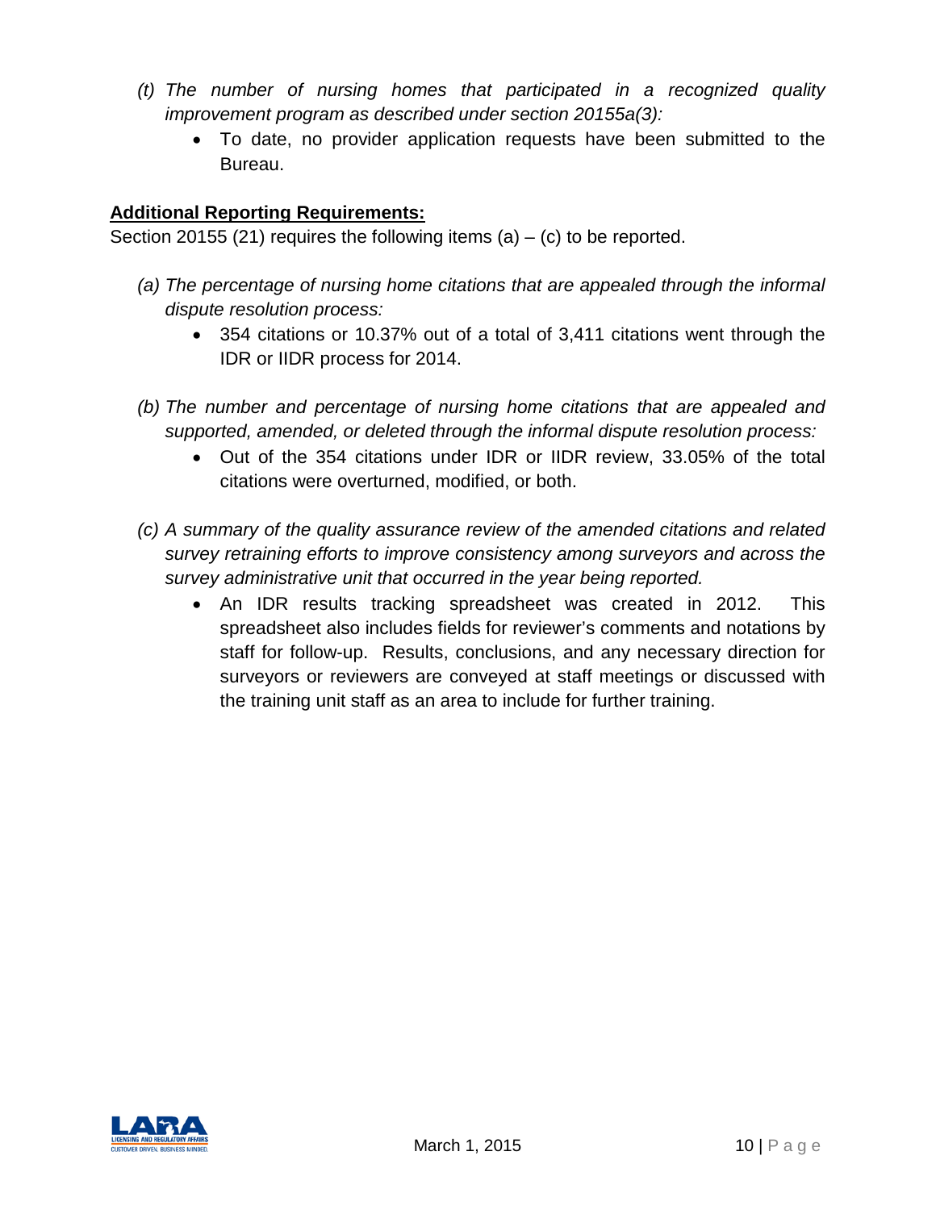*(t) The number of nursing homes that participated in a recognized quality improvement program as described under section 20155a(3):*

- To date, no provider application requests have been submitted to the Bureau.

**<u>Additional Reporting Requirements:</u>**

Section 20155 (21) requires the following items (a) – (c) to be reported.

*(a) The percentage of nursing home citations that are appealed through the informal dispute resolution process:*

- 354 citations or 10.37% out of a total of 3,411 citations went through the IDR or IIDR process for 2014.

*(b) The number and percentage of nursing home citations that are appealed and supported, amended, or deleted through the informal dispute resolution process:*

- Out of the 354 citations under IDR or IIDR review, 33.05% of the total citations were overturned, modified, or both.

*(c) A summary of the quality assurance review of the amended citations and related survey retraining efforts to improve consistency among surveyors and across the survey administrative unit that occurred in the year being reported.*

- An IDR results tracking spreadsheet was created in 2012. This spreadsheet also includes fields for reviewer's comments and notations by staff for follow-up. Results, conclusions, and any necessary direction for surveyors or reviewers are conveyed at staff meetings or discussed with the training unit staff as an area to include for further training.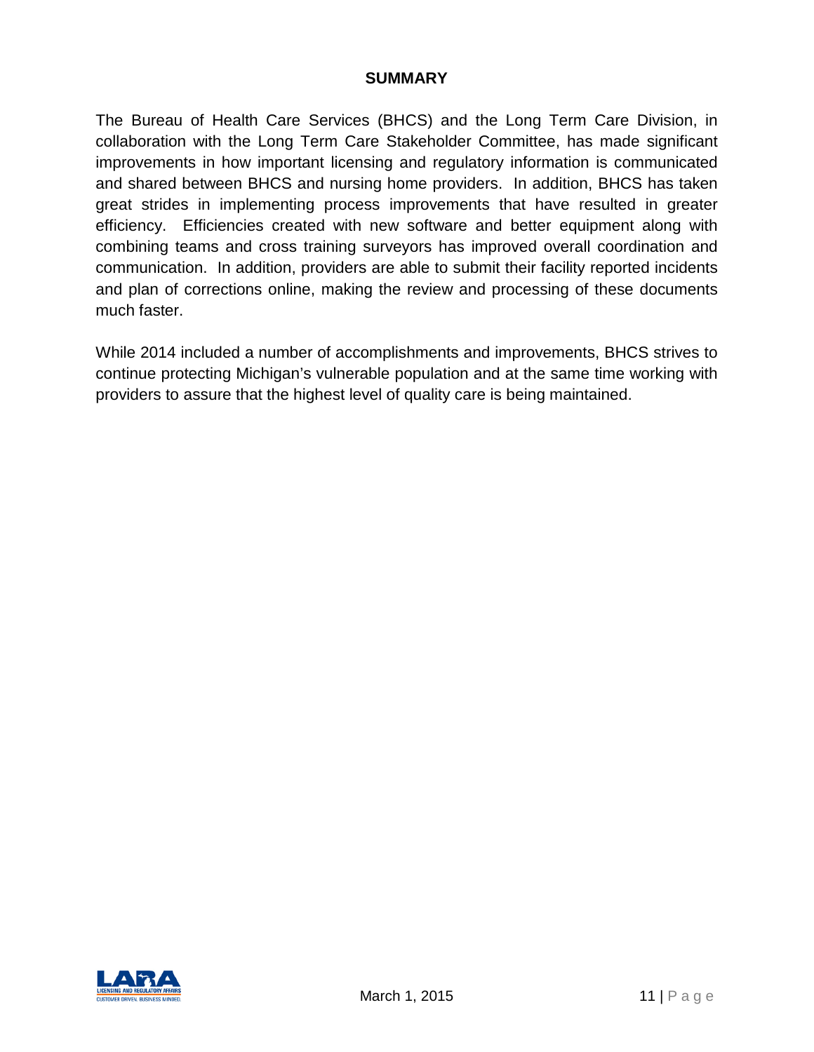## SUMMARY

The Bureau of Health Care Services (BHCS) and the Long Term Care Division, in collaboration with the Long Term Care Stakeholder Committee, has made significant improvements in how important licensing and regulatory information is communicated and shared between BHCS and nursing home providers. In addition, BHCS has taken great strides in implementing process improvements that have resulted in greater efficiency. Efficiencies created with new software and better equipment along with combining teams and cross training surveyors has improved overall coordination and communication. In addition, providers are able to submit their facility reported incidents and plan of corrections online, making the review and processing of these documents much faster.

While 2014 included a number of accomplishments and improvements, BHCS strives to continue protecting Michigan's vulnerable population and at the same time working with providers to assure that the highest level of quality care is being maintained.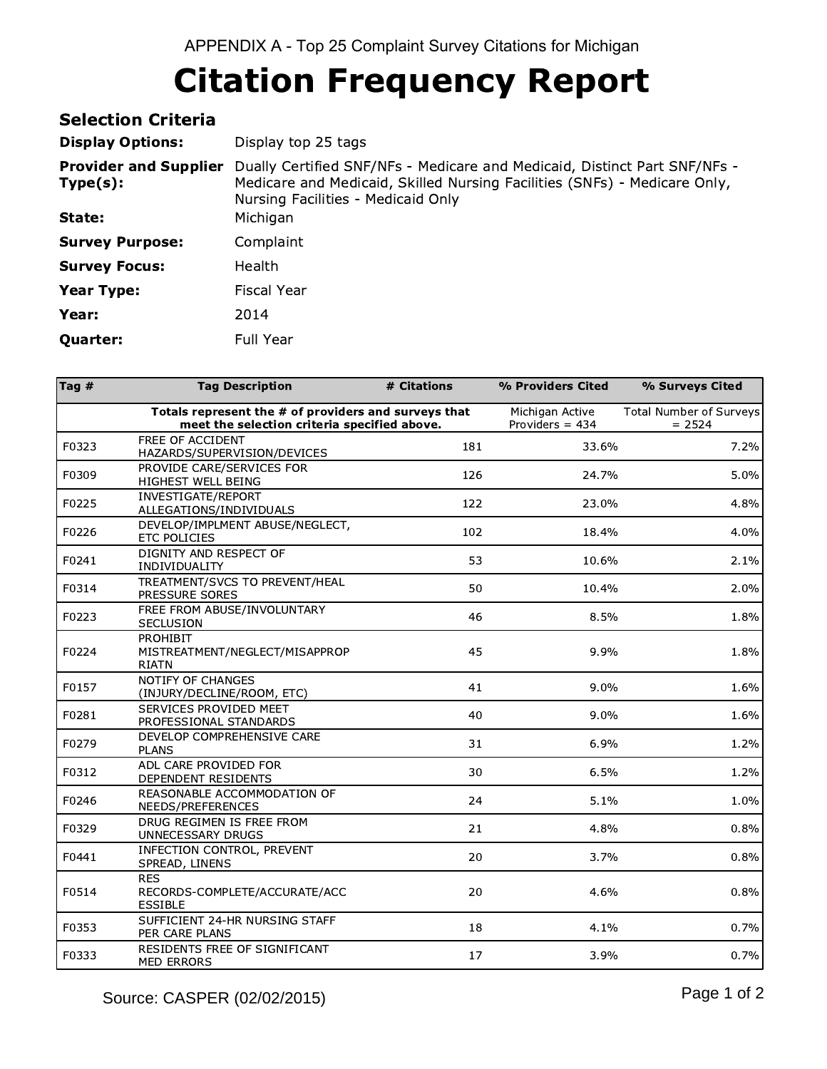APPENDIX A - Top 25 Complaint Survey Citations for Michigan

# Citation Frequency Report

## Selection Criteria

**Display Options:** Display top 25 tags

**Provider and Supplier Type(s):** Dually Certified SNF/NFs - Medicare and Medicaid, Distinct Part SNF/NFs - Medicare and Medicaid, Skilled Nursing Facilities (SNFs) - Medicare Only, Nursing Facilities - Medicaid Only

**State:** Michigan

**Survey Purpose:** Complaint

**Survey Focus:** Health

**Year Type:** Fiscal Year

**Year:** 2014

**Quarter:** Full Year

| Tag # | Tag Description | # Citations | % Providers Cited | % Surveys Cited |
|---|---|---|---|---|
| | **Totals represent the # of providers and surveys that meet the selection criteria specified above.** | | Michigan Active Providers = 434 | Total Number of Surveys = 2524 |
| F0323 | FREE OF ACCIDENT HAZARDS/SUPERVISION/DEVICES | 181 | 33.6% | 7.2% |
| F0309 | PROVIDE CARE/SERVICES FOR HIGHEST WELL BEING | 126 | 24.7% | 5.0% |
| F0225 | INVESTIGATE/REPORT ALLEGATIONS/INDIVIDUALS | 122 | 23.0% | 4.8% |
| F0226 | DEVELOP/IMPLMENT ABUSE/NEGLECT, ETC POLICIES | 102 | 18.4% | 4.0% |
| F0241 | DIGNITY AND RESPECT OF INDIVIDUALITY | 53 | 10.6% | 2.1% |
| F0314 | TREATMENT/SVCS TO PREVENT/HEAL PRESSURE SORES | 50 | 10.4% | 2.0% |
| F0223 | FREE FROM ABUSE/INVOLUNTARY SECLUSION | 46 | 8.5% | 1.8% |
| F0224 | PROHIBIT MISTREATMENT/NEGLECT/MISAPPROP RIATN | 45 | 9.9% | 1.8% |
| F0157 | NOTIFY OF CHANGES (INJURY/DECLINE/ROOM, ETC) | 41 | 9.0% | 1.6% |
| F0281 | SERVICES PROVIDED MEET PROFESSIONAL STANDARDS | 40 | 9.0% | 1.6% |
| F0279 | DEVELOP COMPREHENSIVE CARE PLANS | 31 | 6.9% | 1.2% |
| F0312 | ADL CARE PROVIDED FOR DEPENDENT RESIDENTS | 30 | 6.5% | 1.2% |
| F0246 | REASONABLE ACCOMMODATION OF NEEDS/PREFERENCES | 24 | 5.1% | 1.0% |
| F0329 | DRUG REGIMEN IS FREE FROM UNNECESSARY DRUGS | 21 | 4.8% | 0.8% |
| F0441 | INFECTION CONTROL, PREVENT SPREAD, LINENS | 20 | 3.7% | 0.8% |
| F0514 | RES RECORDS-COMPLETE/ACCURATE/ACC ESSIBLE | 20 | 4.6% | 0.8% |
| F0353 | SUFFICIENT 24-HR NURSING STAFF PER CARE PLANS | 18 | 4.1% | 0.7% |
| F0333 | RESIDENTS FREE OF SIGNIFICANT MED ERRORS | 17 | 3.9% | 0.7% |

Source: CASPER (02/02/2015)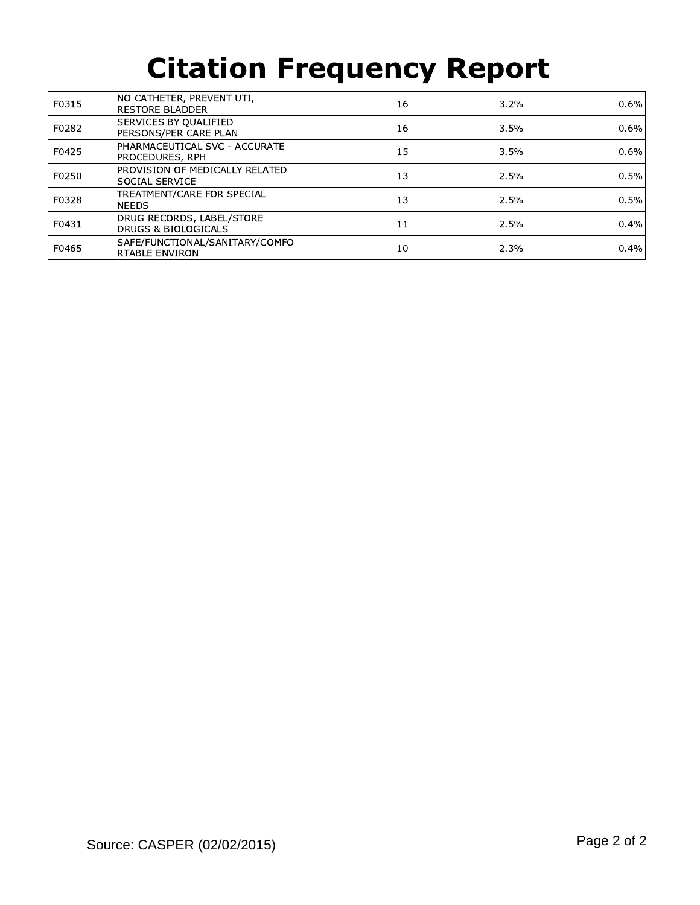# Citation Frequency Report

| | | | | |
|---|---|---|---|---|
| F0315 | NO CATHETER, PREVENT UTI, RESTORE BLADDER | 16 | 3.2% | 0.6% |
| F0282 | SERVICES BY QUALIFIED PERSONS/PER CARE PLAN | 16 | 3.5% | 0.6% |
| F0425 | PHARMACEUTICAL SVC - ACCURATE PROCEDURES, RPH | 15 | 3.5% | 0.6% |
| F0250 | PROVISION OF MEDICALLY RELATED SOCIAL SERVICE | 13 | 2.5% | 0.5% |
| F0328 | TREATMENT/CARE FOR SPECIAL NEEDS | 13 | 2.5% | 0.5% |
| F0431 | DRUG RECORDS, LABEL/STORE DRUGS & BIOLOGICALS | 11 | 2.5% | 0.4% |
| F0465 | SAFE/FUNCTIONAL/SANITARY/COMFORTABLE ENVIRON | 10 | 2.3% | 0.4% |

Source: CASPER (02/02/2015)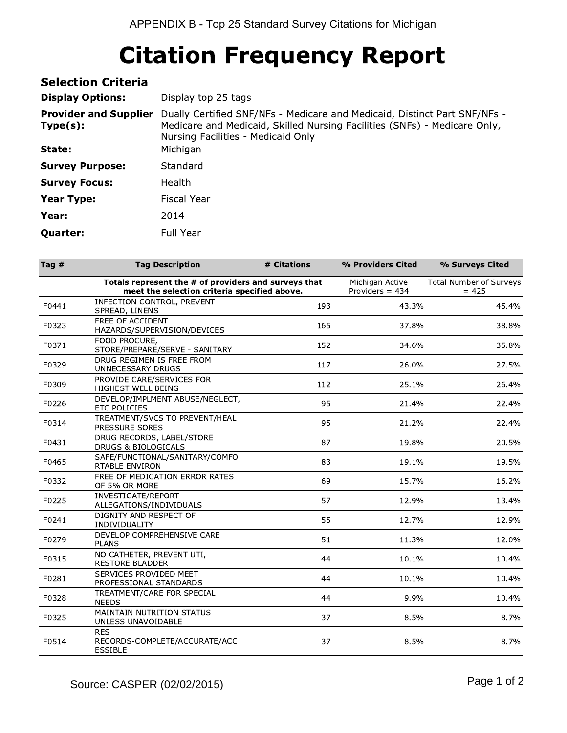APPENDIX B - Top 25 Standard Survey Citations for Michigan

# Citation Frequency Report

## Selection Criteria

**Display Options:** Display top 25 tags

**Provider and Supplier Type(s):** Dually Certified SNF/NFs - Medicare and Medicaid, Distinct Part SNF/NFs - Medicare and Medicaid, Skilled Nursing Facilities (SNFs) - Medicare Only, Nursing Facilities - Medicaid Only

**State:** Michigan

**Survey Purpose:** Standard

**Survey Focus:** Health

**Year Type:** Fiscal Year

**Year:** 2014

**Quarter:** Full Year

| Tag # | Tag Description | # Citations | % Providers Cited | % Surveys Cited |
|---|---|---|---|---|
| | **Totals represent the # of providers and surveys that meet the selection criteria specified above.** | | Michigan Active Providers = 434 | Total Number of Surveys = 425 |
| F0441 | INFECTION CONTROL, PREVENT SPREAD, LINENS | 193 | 43.3% | 45.4% |
| F0323 | FREE OF ACCIDENT HAZARDS/SUPERVISION/DEVICES | 165 | 37.8% | 38.8% |
| F0371 | FOOD PROCURE, STORE/PREPARE/SERVE - SANITARY | 152 | 34.6% | 35.8% |
| F0329 | DRUG REGIMEN IS FREE FROM UNNECESSARY DRUGS | 117 | 26.0% | 27.5% |
| F0309 | PROVIDE CARE/SERVICES FOR HIGHEST WELL BEING | 112 | 25.1% | 26.4% |
| F0226 | DEVELOP/IMPLMENT ABUSE/NEGLECT, ETC POLICIES | 95 | 21.4% | 22.4% |
| F0314 | TREATMENT/SVCS TO PREVENT/HEAL PRESSURE SORES | 95 | 21.2% | 22.4% |
| F0431 | DRUG RECORDS, LABEL/STORE DRUGS & BIOLOGICALS | 87 | 19.8% | 20.5% |
| F0465 | SAFE/FUNCTIONAL/SANITARY/COMFORTABLE ENVIRON | 83 | 19.1% | 19.5% |
| F0332 | FREE OF MEDICATION ERROR RATES OF 5% OR MORE | 69 | 15.7% | 16.2% |
| F0225 | INVESTIGATE/REPORT ALLEGATIONS/INDIVIDUALS | 57 | 12.9% | 13.4% |
| F0241 | DIGNITY AND RESPECT OF INDIVIDUALITY | 55 | 12.7% | 12.9% |
| F0279 | DEVELOP COMPREHENSIVE CARE PLANS | 51 | 11.3% | 12.0% |
| F0315 | NO CATHETER, PREVENT UTI, RESTORE BLADDER | 44 | 10.1% | 10.4% |
| F0281 | SERVICES PROVIDED MEET PROFESSIONAL STANDARDS | 44 | 10.1% | 10.4% |
| F0328 | TREATMENT/CARE FOR SPECIAL NEEDS | 44 | 9.9% | 10.4% |
| F0325 | MAINTAIN NUTRITION STATUS UNLESS UNAVOIDABLE | 37 | 8.5% | 8.7% |
| F0514 | RES RECORDS-COMPLETE/ACCURATE/ACCESSIBLE | 37 | 8.5% | 8.7% |

Source: CASPER (02/02/2015)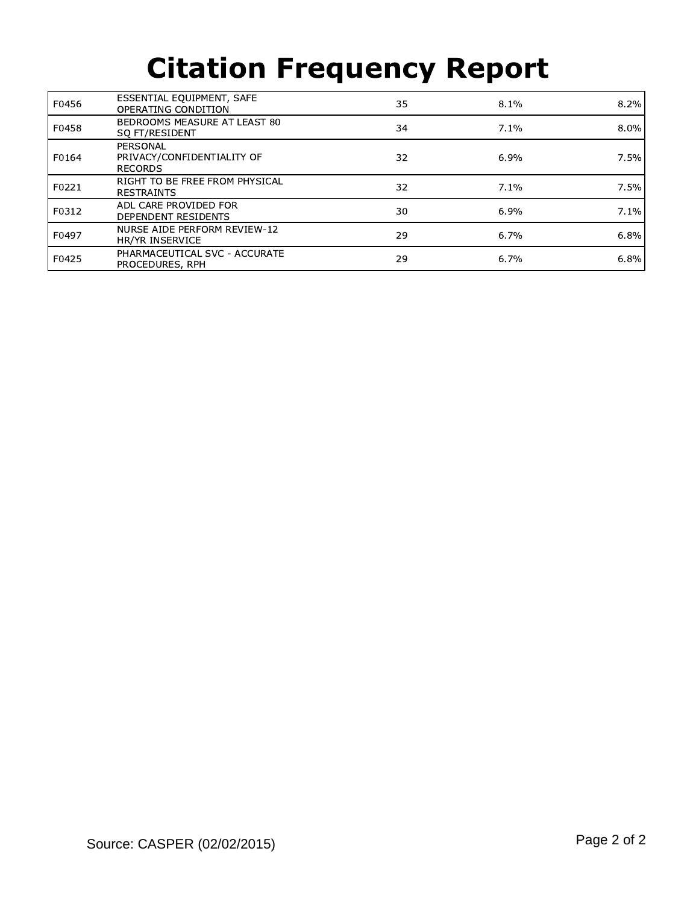# Citation Frequency Report

| | | | | |
|---|---|---|---|---|
| F0456 | ESSENTIAL EQUIPMENT, SAFE OPERATING CONDITION | 35 | 8.1% | 8.2% |
| F0458 | BEDROOMS MEASURE AT LEAST 80 SQ FT/RESIDENT | 34 | 7.1% | 8.0% |
| F0164 | PERSONAL PRIVACY/CONFIDENTIALITY OF RECORDS | 32 | 6.9% | 7.5% |
| F0221 | RIGHT TO BE FREE FROM PHYSICAL RESTRAINTS | 32 | 7.1% | 7.5% |
| F0312 | ADL CARE PROVIDED FOR DEPENDENT RESIDENTS | 30 | 6.9% | 7.1% |
| F0497 | NURSE AIDE PERFORM REVIEW-12 HR/YR INSERVICE | 29 | 6.7% | 6.8% |
| F0425 | PHARMACEUTICAL SVC - ACCURATE PROCEDURES, RPH | 29 | 6.7% | 6.8% |

Source: CASPER (02/02/2015)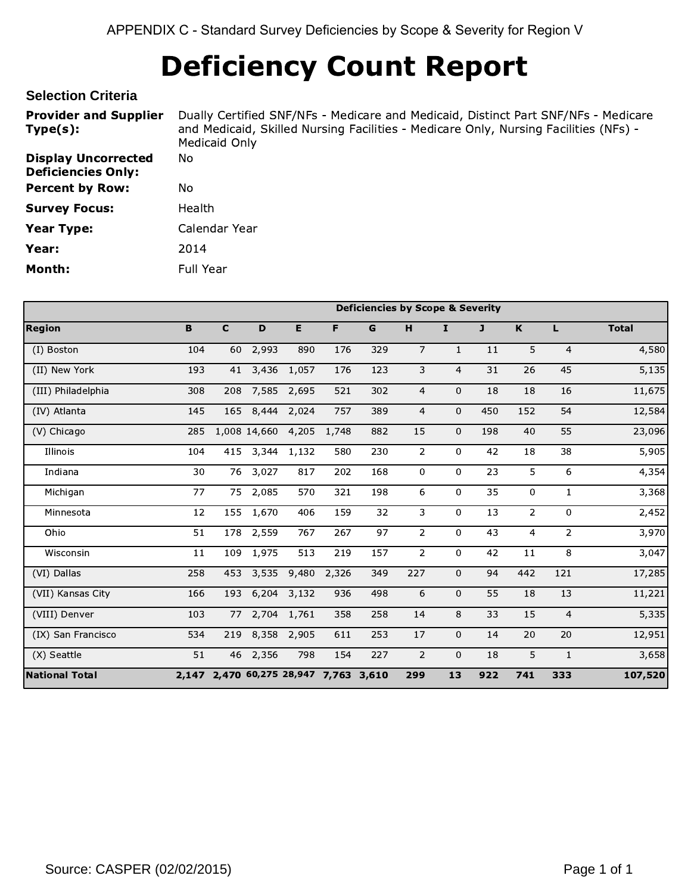APPENDIX C - Standard Survey Deficiencies by Scope & Severity for Region V

# Deficiency Count Report

### Selection Criteria

**Provider and Supplier Type(s):** Dually Certified SNF/NFs - Medicare and Medicaid, Distinct Part SNF/NFs - Medicare and Medicaid, Skilled Nursing Facilities - Medicare Only, Nursing Facilities (NFs) - Medicaid Only

**Display Uncorrected Deficiencies Only:** No

**Percent by Row:** No

**Survey Focus:** Health

**Year Type:** Calendar Year

**Year:** 2014

**Month:** Full Year

| | Deficiencies by Scope & Severity | | | | | | | | | | | |
|---|---|---|---|---|---|---|---|---|---|---|---|---|
| **Region** | **B** | **C** | **D** | **E** | **F** | **G** | **H** | **I** | **J** | **K** | **L** | **Total** |
| (I) Boston | 104 | 60 | 2,993 | 890 | 176 | 329 | 7 | 1 | 11 | 5 | 4 | 4,580 |
| (II) New York | 193 | 41 | 3,436 | 1,057 | 176 | 123 | 3 | 4 | 31 | 26 | 45 | 5,135 |
| (III) Philadelphia | 308 | 208 | 7,585 | 2,695 | 521 | 302 | 4 | 0 | 18 | 18 | 16 | 11,675 |
| (IV) Atlanta | 145 | 165 | 8,444 | 2,024 | 757 | 389 | 4 | 0 | 450 | 152 | 54 | 12,584 |
| (V) Chicago | 285 | 1,008 | 14,660 | 4,205 | 1,748 | 882 | 15 | 0 | 198 | 40 | 55 | 23,096 |
| Illinois | 104 | 415 | 3,344 | 1,132 | 580 | 230 | 2 | 0 | 42 | 18 | 38 | 5,905 |
| Indiana | 30 | 76 | 3,027 | 817 | 202 | 168 | 0 | 0 | 23 | 5 | 6 | 4,354 |
| Michigan | 77 | 75 | 2,085 | 570 | 321 | 198 | 6 | 0 | 35 | 0 | 1 | 3,368 |
| Minnesota | 12 | 155 | 1,670 | 406 | 159 | 32 | 3 | 0 | 13 | 2 | 0 | 2,452 |
| Ohio | 51 | 178 | 2,559 | 767 | 267 | 97 | 2 | 0 | 43 | 4 | 2 | 3,970 |
| Wisconsin | 11 | 109 | 1,975 | 513 | 219 | 157 | 2 | 0 | 42 | 11 | 8 | 3,047 |
| (VI) Dallas | 258 | 453 | 3,535 | 9,480 | 2,326 | 349 | 227 | 0 | 94 | 442 | 121 | 17,285 |
| (VII) Kansas City | 166 | 193 | 6,204 | 3,132 | 936 | 498 | 6 | 0 | 55 | 18 | 13 | 11,221 |
| (VIII) Denver | 103 | 77 | 2,704 | 1,761 | 358 | 258 | 14 | 8 | 33 | 15 | 4 | 5,335 |
| (IX) San Francisco | 534 | 219 | 8,358 | 2,905 | 611 | 253 | 17 | 0 | 14 | 20 | 20 | 12,951 |
| (X) Seattle | 51 | 46 | 2,356 | 798 | 154 | 227 | 2 | 0 | 18 | 5 | 1 | 3,658 |
| **National Total** | **2,147** | **2,470** | **60,275** | **28,947** | **7,763** | **3,610** | **299** | **13** | **922** | **741** | **333** | **107,520** |

Source: CASPER (02/02/2015)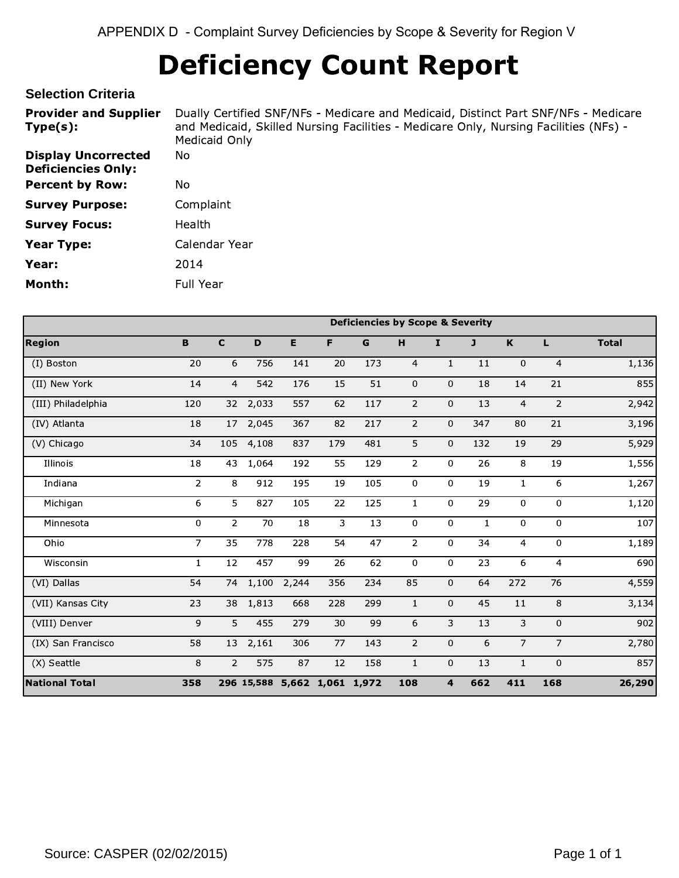APPENDIX D - Complaint Survey Deficiencies by Scope & Severity for Region V

# Deficiency Count Report

## Selection Criteria

**Provider and Supplier Type(s):** Dually Certified SNF/NFs - Medicare and Medicaid, Distinct Part SNF/NFs - Medicare and Medicaid, Skilled Nursing Facilities - Medicare Only, Nursing Facilities (NFs) - Medicaid Only

**Display Uncorrected Deficiencies Only:** No

**Percent by Row:** No

**Survey Purpose:** Complaint

**Survey Focus:** Health

**Year Type:** Calendar Year

**Year:** 2014

**Month:** Full Year

| | Deficiencies by Scope & Severity | | | | | | | | | | | |
|---|---|---|---|---|---|---|---|---|---|---|---|---|
| **Region** | **B** | **C** | **D** | **E** | **F** | **G** | **H** | **I** | **J** | **K** | **L** | **Total** |
| (I) Boston | 20 | 6 | 756 | 141 | 20 | 173 | 4 | 1 | 11 | 0 | 4 | 1,136 |
| (II) New York | 14 | 4 | 542 | 176 | 15 | 51 | 0 | 0 | 18 | 14 | 21 | 855 |
| (III) Philadelphia | 120 | 32 | 2,033 | 557 | 62 | 117 | 2 | 0 | 13 | 4 | 2 | 2,942 |
| (IV) Atlanta | 18 | 17 | 2,045 | 367 | 82 | 217 | 2 | 0 | 347 | 80 | 21 | 3,196 |
| (V) Chicago | 34 | 105 | 4,108 | 837 | 179 | 481 | 5 | 0 | 132 | 19 | 29 | 5,929 |
| Illinois | 18 | 43 | 1,064 | 192 | 55 | 129 | 2 | 0 | 26 | 8 | 19 | 1,556 |
| Indiana | 2 | 8 | 912 | 195 | 19 | 105 | 0 | 0 | 19 | 1 | 6 | 1,267 |
| Michigan | 6 | 5 | 827 | 105 | 22 | 125 | 1 | 0 | 29 | 0 | 0 | 1,120 |
| Minnesota | 0 | 2 | 70 | 18 | 3 | 13 | 0 | 0 | 1 | 0 | 0 | 107 |
| Ohio | 7 | 35 | 778 | 228 | 54 | 47 | 2 | 0 | 34 | 4 | 0 | 1,189 |
| Wisconsin | 1 | 12 | 457 | 99 | 26 | 62 | 0 | 0 | 23 | 6 | 4 | 690 |
| (VI) Dallas | 54 | 74 | 1,100 | 2,244 | 356 | 234 | 85 | 0 | 64 | 272 | 76 | 4,559 |
| (VII) Kansas City | 23 | 38 | 1,813 | 668 | 228 | 299 | 1 | 0 | 45 | 11 | 8 | 3,134 |
| (VIII) Denver | 9 | 5 | 455 | 279 | 30 | 99 | 6 | 3 | 13 | 3 | 0 | 902 |
| (IX) San Francisco | 58 | 13 | 2,161 | 306 | 77 | 143 | 2 | 0 | 6 | 7 | 7 | 2,780 |
| (X) Seattle | 8 | 2 | 575 | 87 | 12 | 158 | 1 | 0 | 13 | 1 | 0 | 857 |
| **National Total** | **358** | **296** | **15,588** | **5,662** | **1,061** | **1,972** | **108** | **4** | **662** | **411** | **168** | **26,290** |

Source: CASPER (02/02/2015)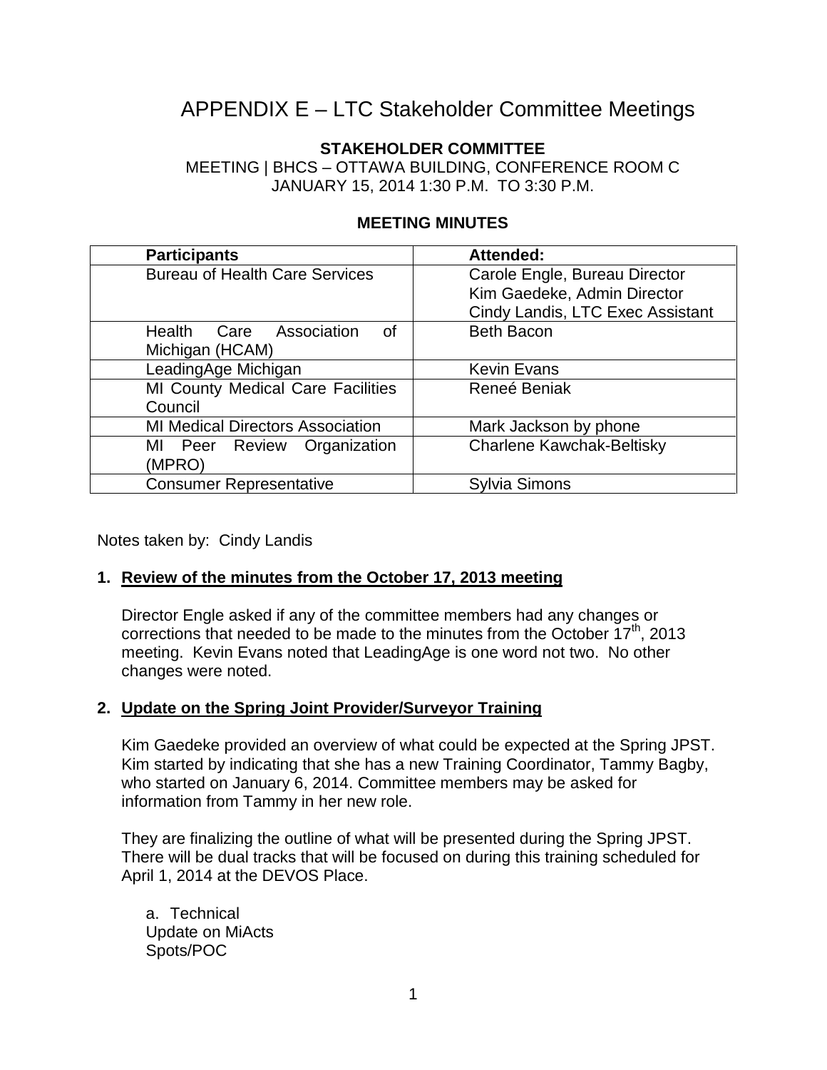# APPENDIX E – LTC Stakeholder Committee Meetings

**STAKEHOLDER COMMITTEE**

MEETING | BHCS – OTTAWA BUILDING, CONFERENCE ROOM C

JANUARY 15, 2014 1:30 P.M. TO 3:30 P.M.

**MEETING MINUTES**

| **Participants** | **Attended:** |
|---|---|
| Bureau of Health Care Services | Carole Engle, Bureau Director<br>Kim Gaedeke, Admin Director<br>Cindy Landis, LTC Exec Assistant |
| Health Care Association of Michigan (HCAM) | Beth Bacon |
| LeadingAge Michigan | Kevin Evans |
| MI County Medical Care Facilities Council | Reneé Beniak |
| MI Medical Directors Association | Mark Jackson by phone |
| MI Peer Review Organization (MPRO) | Charlene Kawchak-Beltisky |
| Consumer Representative | Sylvia Simons |

Notes taken by: Cindy Landis

1. **Review of the minutes from the October 17, 2013 meeting**

   Director Engle asked if any of the committee members had any changes or corrections that needed to be made to the minutes from the October 17th, 2013 meeting. Kevin Evans noted that LeadingAge is one word not two. No other changes were noted.

2. **Update on the Spring Joint Provider/Surveyor Training**

   Kim Gaedeke provided an overview of what could be expected at the Spring JPST. Kim started by indicating that she has a new Training Coordinator, Tammy Bagby, who started on January 6, 2014. Committee members may be asked for information from Tammy in her new role.

   They are finalizing the outline of what will be presented during the Spring JPST. There will be dual tracks that will be focused on during this training scheduled for April 1, 2014 at the DEVOS Place.

   a. Technical
   Update on MiActs
   Spots/POC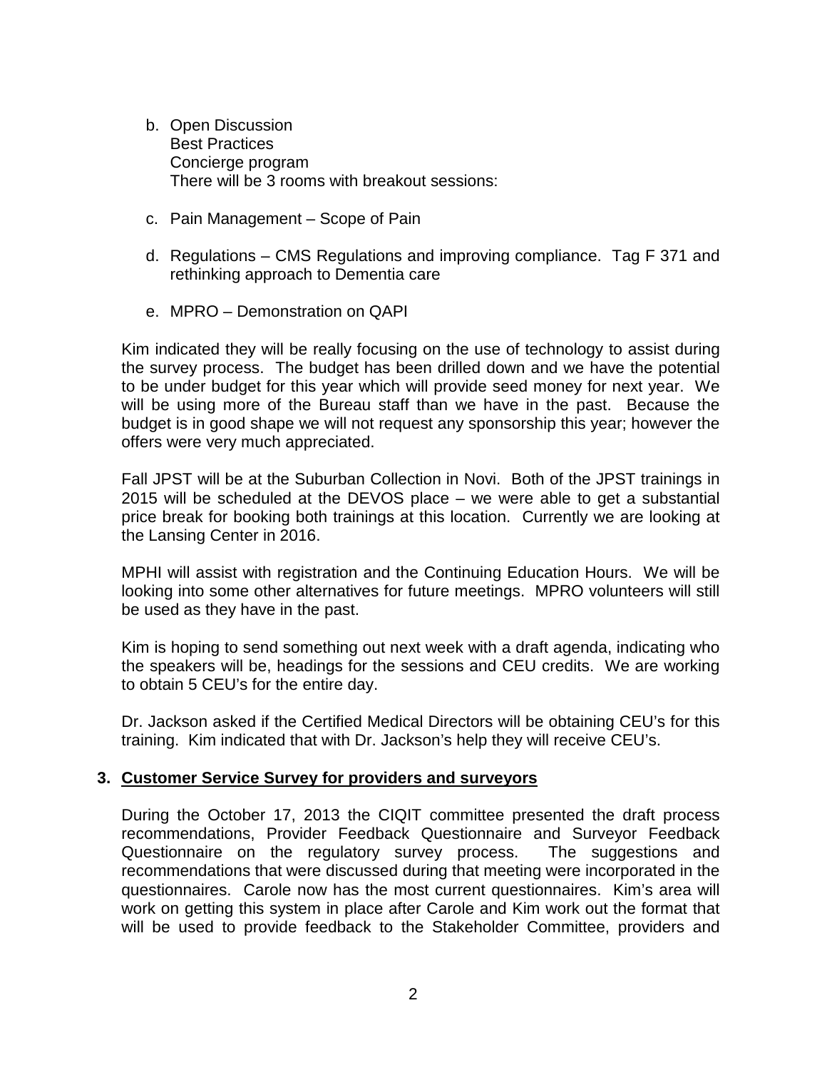b. Open Discussion
   Best Practices
   Concierge program
   There will be 3 rooms with breakout sessions:

c. Pain Management – Scope of Pain

d. Regulations – CMS Regulations and improving compliance. Tag F 371 and rethinking approach to Dementia care

e. MPRO – Demonstration on QAPI

Kim indicated they will be really focusing on the use of technology to assist during the survey process. The budget has been drilled down and we have the potential to be under budget for this year which will provide seed money for next year. We will be using more of the Bureau staff than we have in the past. Because the budget is in good shape we will not request any sponsorship this year; however the offers were very much appreciated.

Fall JPST will be at the Suburban Collection in Novi. Both of the JPST trainings in 2015 will be scheduled at the DEVOS place – we were able to get a substantial price break for booking both trainings at this location. Currently we are looking at the Lansing Center in 2016.

MPHI will assist with registration and the Continuing Education Hours. We will be looking into some other alternatives for future meetings. MPRO volunteers will still be used as they have in the past.

Kim is hoping to send something out next week with a draft agenda, indicating who the speakers will be, headings for the sessions and CEU credits. We are working to obtain 5 CEU's for the entire day.

Dr. Jackson asked if the Certified Medical Directors will be obtaining CEU's for this training. Kim indicated that with Dr. Jackson's help they will receive CEU's.

**3. Customer Service Survey for providers and surveyors**

During the October 17, 2013 the CIQIT committee presented the draft process recommendations, Provider Feedback Questionnaire and Surveyor Feedback Questionnaire on the regulatory survey process. The suggestions and recommendations that were discussed during that meeting were incorporated in the questionnaires. Carole now has the most current questionnaires. Kim's area will work on getting this system in place after Carole and Kim work out the format that will be used to provide feedback to the Stakeholder Committee, providers and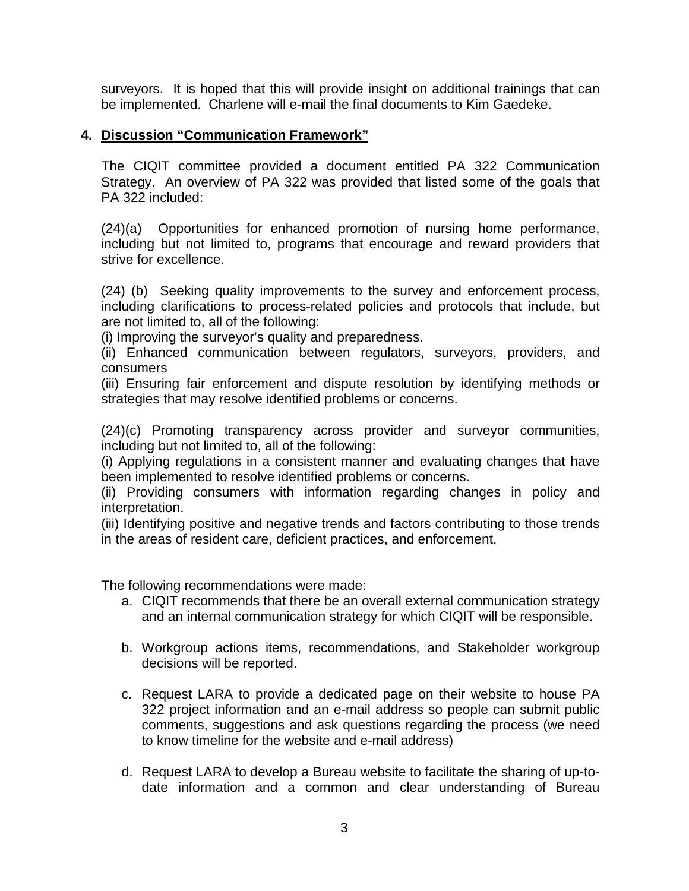surveyors. It is hoped that this will provide insight on additional trainings that can be implemented. Charlene will e-mail the final documents to Kim Gaedeke.

**4. Discussion "Communication Framework"**

The CIQIT committee provided a document entitled PA 322 Communication Strategy. An overview of PA 322 was provided that listed some of the goals that PA 322 included:

(24)(a) Opportunities for enhanced promotion of nursing home performance, including but not limited to, programs that encourage and reward providers that strive for excellence.

(24) (b) Seeking quality improvements to the survey and enforcement process, including clarifications to process-related policies and protocols that include, but are not limited to, all of the following:
(i) Improving the surveyor's quality and preparedness.
(ii) Enhanced communication between regulators, surveyors, providers, and consumers
(iii) Ensuring fair enforcement and dispute resolution by identifying methods or strategies that may resolve identified problems or concerns.

(24)(c) Promoting transparency across provider and surveyor communities, including but not limited to, all of the following:
(i) Applying regulations in a consistent manner and evaluating changes that have been implemented to resolve identified problems or concerns.
(ii) Providing consumers with information regarding changes in policy and interpretation.
(iii) Identifying positive and negative trends and factors contributing to those trends in the areas of resident care, deficient practices, and enforcement.

The following recommendations were made:

a. CIQIT recommends that there be an overall external communication strategy and an internal communication strategy for which CIQIT will be responsible.

b. Workgroup actions items, recommendations, and Stakeholder workgroup decisions will be reported.

c. Request LARA to provide a dedicated page on their website to house PA 322 project information and an e-mail address so people can submit public comments, suggestions and ask questions regarding the process (we need to know timeline for the website and e-mail address)

d. Request LARA to develop a Bureau website to facilitate the sharing of up-to-date information and a common and clear understanding of Bureau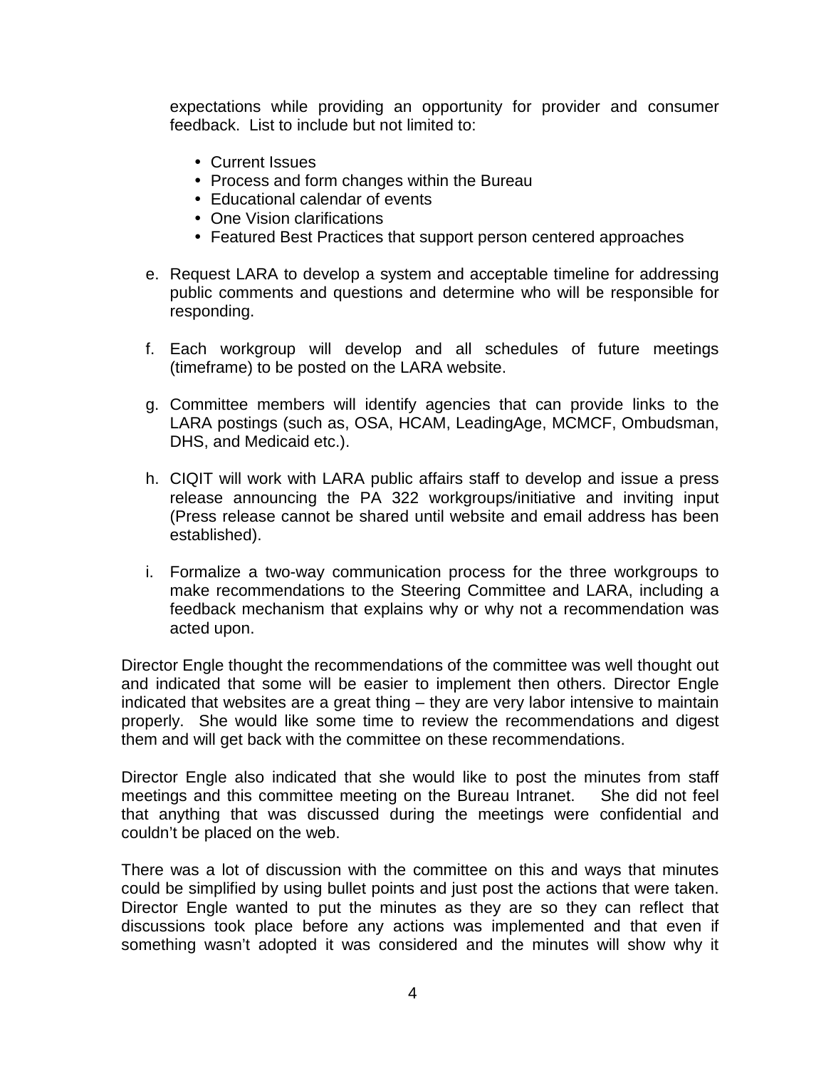expectations while providing an opportunity for provider and consumer feedback. List to include but not limited to:

- Current Issues
- Process and form changes within the Bureau
- Educational calendar of events
- One Vision clarifications
- Featured Best Practices that support person centered approaches

e. Request LARA to develop a system and acceptable timeline for addressing public comments and questions and determine who will be responsible for responding.

f. Each workgroup will develop and all schedules of future meetings (timeframe) to be posted on the LARA website.

g. Committee members will identify agencies that can provide links to the LARA postings (such as, OSA, HCAM, LeadingAge, MCMCF, Ombudsman, DHS, and Medicaid etc.).

h. CIQIT will work with LARA public affairs staff to develop and issue a press release announcing the PA 322 workgroups/initiative and inviting input (Press release cannot be shared until website and email address has been established).

i. Formalize a two-way communication process for the three workgroups to make recommendations to the Steering Committee and LARA, including a feedback mechanism that explains why or why not a recommendation was acted upon.

Director Engle thought the recommendations of the committee was well thought out and indicated that some will be easier to implement then others. Director Engle indicated that websites are a great thing – they are very labor intensive to maintain properly. She would like some time to review the recommendations and digest them and will get back with the committee on these recommendations.

Director Engle also indicated that she would like to post the minutes from staff meetings and this committee meeting on the Bureau Intranet. She did not feel that anything that was discussed during the meetings were confidential and couldn't be placed on the web.

There was a lot of discussion with the committee on this and ways that minutes could be simplified by using bullet points and just post the actions that were taken. Director Engle wanted to put the minutes as they are so they can reflect that discussions took place before any actions was implemented and that even if something wasn't adopted it was considered and the minutes will show why it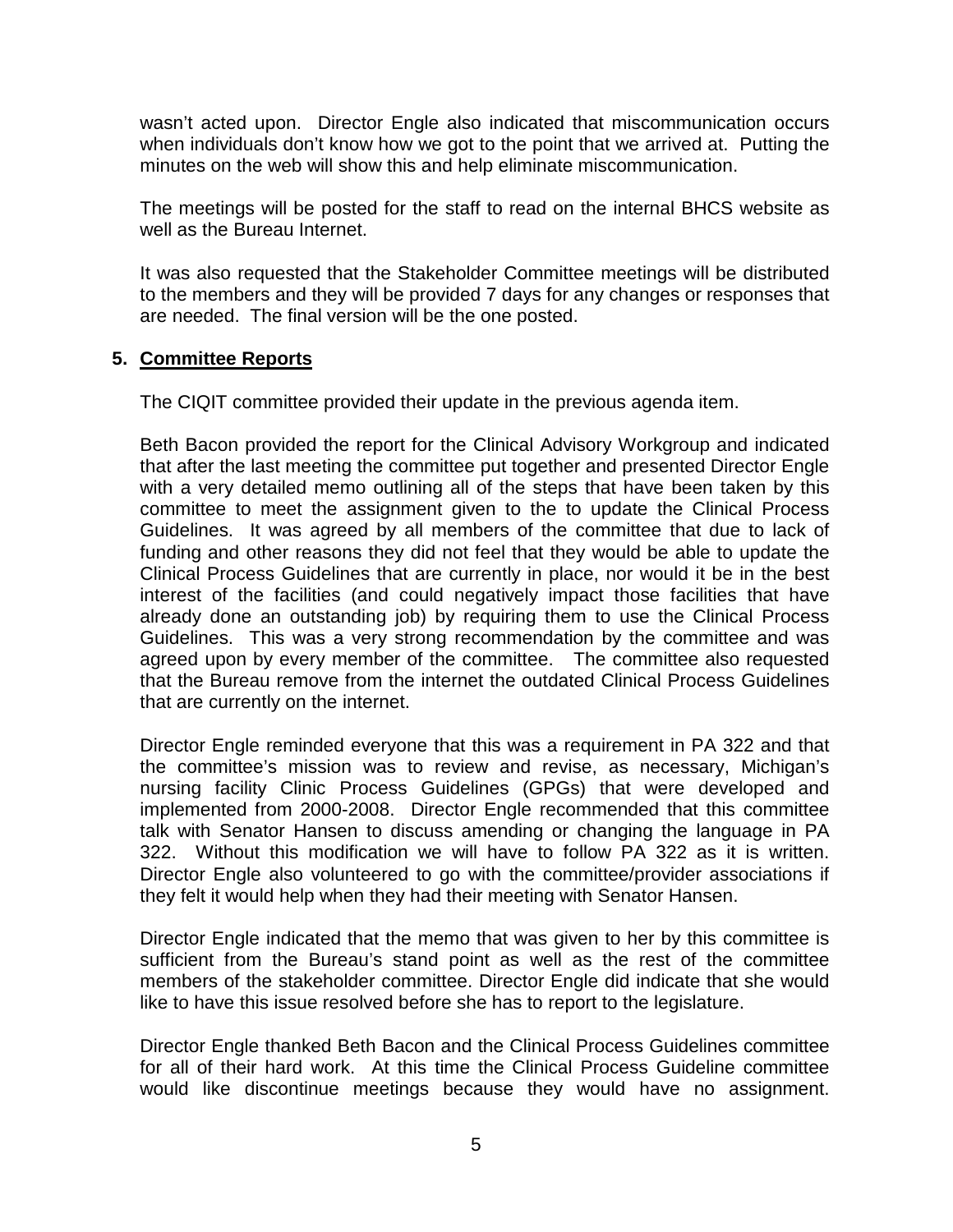wasn't acted upon. Director Engle also indicated that miscommunication occurs when individuals don't know how we got to the point that we arrived at. Putting the minutes on the web will show this and help eliminate miscommunication.

The meetings will be posted for the staff to read on the internal BHCS website as well as the Bureau Internet.

It was also requested that the Stakeholder Committee meetings will be distributed to the members and they will be provided 7 days for any changes or responses that are needed. The final version will be the one posted.

## 5. Committee Reports

The CIQIT committee provided their update in the previous agenda item.

Beth Bacon provided the report for the Clinical Advisory Workgroup and indicated that after the last meeting the committee put together and presented Director Engle with a very detailed memo outlining all of the steps that have been taken by this committee to meet the assignment given to the to update the Clinical Process Guidelines. It was agreed by all members of the committee that due to lack of funding and other reasons they did not feel that they would be able to update the Clinical Process Guidelines that are currently in place, nor would it be in the best interest of the facilities (and could negatively impact those facilities that have already done an outstanding job) by requiring them to use the Clinical Process Guidelines. This was a very strong recommendation by the committee and was agreed upon by every member of the committee. The committee also requested that the Bureau remove from the internet the outdated Clinical Process Guidelines that are currently on the internet.

Director Engle reminded everyone that this was a requirement in PA 322 and that the committee's mission was to review and revise, as necessary, Michigan's nursing facility Clinic Process Guidelines (GPGs) that were developed and implemented from 2000-2008. Director Engle recommended that this committee talk with Senator Hansen to discuss amending or changing the language in PA 322. Without this modification we will have to follow PA 322 as it is written. Director Engle also volunteered to go with the committee/provider associations if they felt it would help when they had their meeting with Senator Hansen.

Director Engle indicated that the memo that was given to her by this committee is sufficient from the Bureau's stand point as well as the rest of the committee members of the stakeholder committee. Director Engle did indicate that she would like to have this issue resolved before she has to report to the legislature.

Director Engle thanked Beth Bacon and the Clinical Process Guidelines committee for all of their hard work. At this time the Clinical Process Guideline committee would like discontinue meetings because they would have no assignment.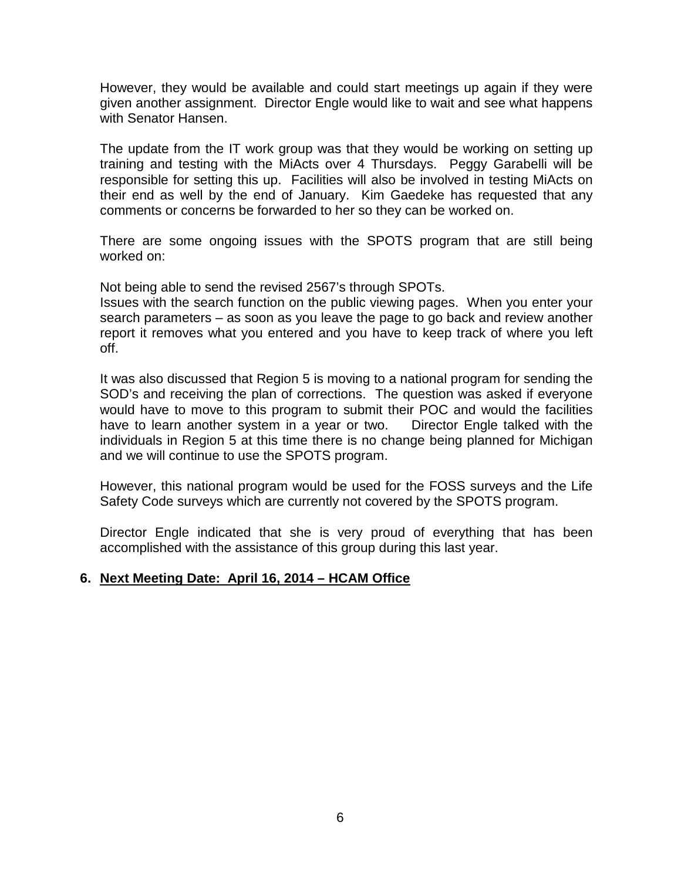However, they would be available and could start meetings up again if they were given another assignment. Director Engle would like to wait and see what happens with Senator Hansen.

The update from the IT work group was that they would be working on setting up training and testing with the MiActs over 4 Thursdays. Peggy Garabelli will be responsible for setting this up. Facilities will also be involved in testing MiActs on their end as well by the end of January. Kim Gaedeke has requested that any comments or concerns be forwarded to her so they can be worked on.

There are some ongoing issues with the SPOTS program that are still being worked on:

Not being able to send the revised 2567's through SPOTs.

Issues with the search function on the public viewing pages. When you enter your search parameters – as soon as you leave the page to go back and review another report it removes what you entered and you have to keep track of where you left off.

It was also discussed that Region 5 is moving to a national program for sending the SOD's and receiving the plan of corrections. The question was asked if everyone would have to move to this program to submit their POC and would the facilities have to learn another system in a year or two. Director Engle talked with the individuals in Region 5 at this time there is no change being planned for Michigan and we will continue to use the SPOTS program.

However, this national program would be used for the FOSS surveys and the Life Safety Code surveys which are currently not covered by the SPOTS program.

Director Engle indicated that she is very proud of everything that has been accomplished with the assistance of this group during this last year.

**6. <u>Next Meeting Date: April 16, 2014 – HCAM Office</u>**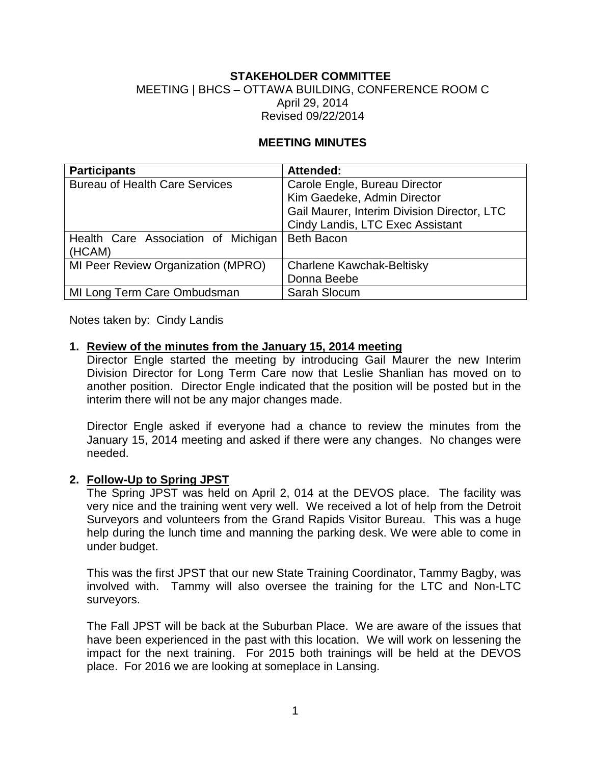**STAKEHOLDER COMMITTEE**

MEETING | BHCS – OTTAWA BUILDING, CONFERENCE ROOM C
April 29, 2014
Revised 09/22/2014

**MEETING MINUTES**

| **Participants** | **Attended:** |
| --- | --- |
| Bureau of Health Care Services | Carole Engle, Bureau Director<br>Kim Gaedeke, Admin Director<br>Gail Maurer, Interim Division Director, LTC<br>Cindy Landis, LTC Exec Assistant |
| Health Care Association of Michigan (HCAM) | Beth Bacon |
| MI Peer Review Organization (MPRO) | Charlene Kawchak-Beltisky<br>Donna Beebe |
| MI Long Term Care Ombudsman | Sarah Slocum |

Notes taken by: Cindy Landis

1. **Review of the minutes from the January 15, 2014 meeting**

   Director Engle started the meeting by introducing Gail Maurer the new Interim Division Director for Long Term Care now that Leslie Shanlian has moved on to another position. Director Engle indicated that the position will be posted but in the interim there will not be any major changes made.

   Director Engle asked if everyone had a chance to review the minutes from the January 15, 2014 meeting and asked if there were any changes. No changes were needed.

2. **Follow-Up to Spring JPST**

   The Spring JPST was held on April 2, 014 at the DEVOS place. The facility was very nice and the training went very well. We received a lot of help from the Detroit Surveyors and volunteers from the Grand Rapids Visitor Bureau. This was a huge help during the lunch time and manning the parking desk. We were able to come in under budget.

   This was the first JPST that our new State Training Coordinator, Tammy Bagby, was involved with. Tammy will also oversee the training for the LTC and Non-LTC surveyors.

   The Fall JPST will be back at the Suburban Place. We are aware of the issues that have been experienced in the past with this location. We will work on lessening the impact for the next training. For 2015 both trainings will be held at the DEVOS place. For 2016 we are looking at someplace in Lansing.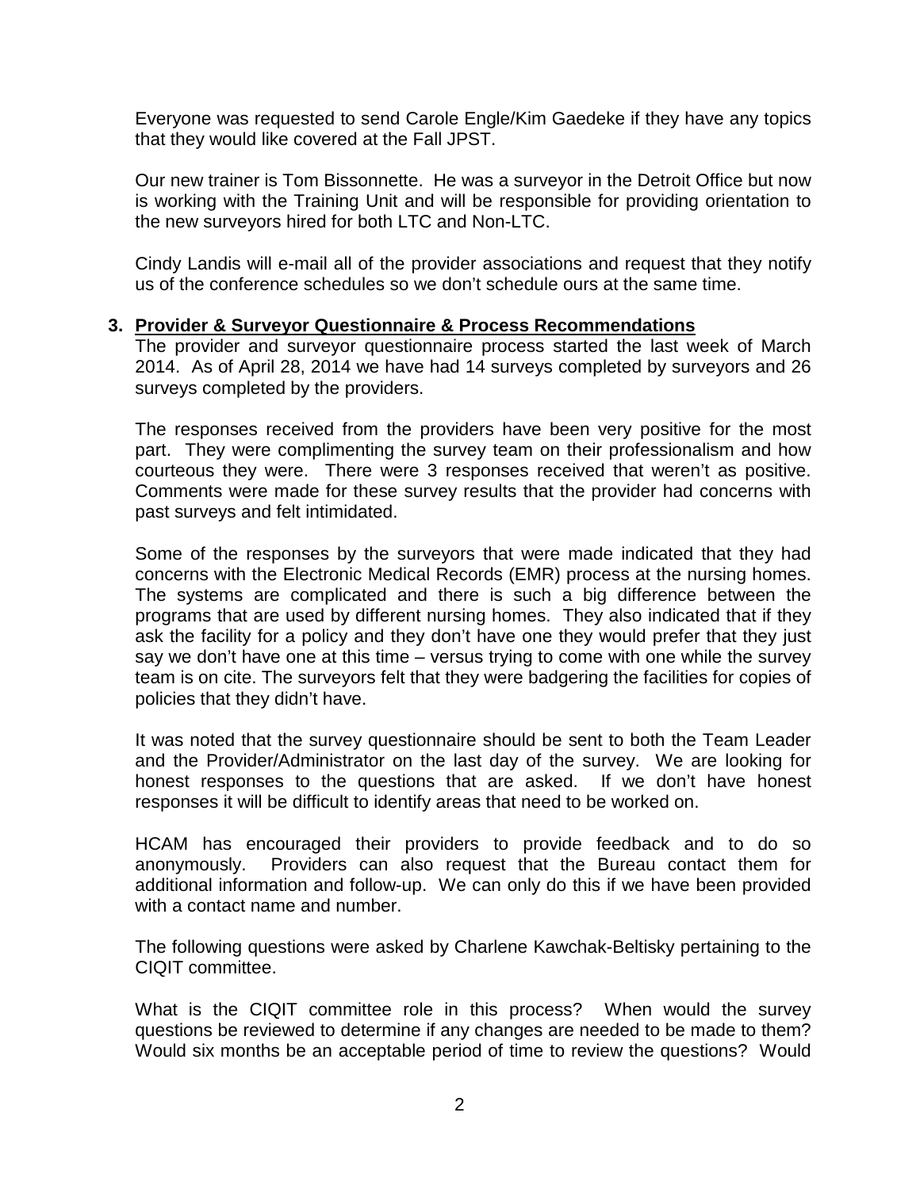Everyone was requested to send Carole Engle/Kim Gaedeke if they have any topics that they would like covered at the Fall JPST.

Our new trainer is Tom Bissonnette. He was a surveyor in the Detroit Office but now is working with the Training Unit and will be responsible for providing orientation to the new surveyors hired for both LTC and Non-LTC.

Cindy Landis will e-mail all of the provider associations and request that they notify us of the conference schedules so we don't schedule ours at the same time.

**3. Provider & Surveyor Questionnaire & Process Recommendations**

The provider and surveyor questionnaire process started the last week of March 2014. As of April 28, 2014 we have had 14 surveys completed by surveyors and 26 surveys completed by the providers.

The responses received from the providers have been very positive for the most part. They were complimenting the survey team on their professionalism and how courteous they were. There were 3 responses received that weren't as positive. Comments were made for these survey results that the provider had concerns with past surveys and felt intimidated.

Some of the responses by the surveyors that were made indicated that they had concerns with the Electronic Medical Records (EMR) process at the nursing homes. The systems are complicated and there is such a big difference between the programs that are used by different nursing homes. They also indicated that if they ask the facility for a policy and they don't have one they would prefer that they just say we don't have one at this time – versus trying to come with one while the survey team is on cite. The surveyors felt that they were badgering the facilities for copies of policies that they didn't have.

It was noted that the survey questionnaire should be sent to both the Team Leader and the Provider/Administrator on the last day of the survey. We are looking for honest responses to the questions that are asked. If we don't have honest responses it will be difficult to identify areas that need to be worked on.

HCAM has encouraged their providers to provide feedback and to do so anonymously. Providers can also request that the Bureau contact them for additional information and follow-up. We can only do this if we have been provided with a contact name and number.

The following questions were asked by Charlene Kawchak-Beltisky pertaining to the CIQIT committee.

What is the CIQIT committee role in this process? When would the survey questions be reviewed to determine if any changes are needed to be made to them? Would six months be an acceptable period of time to review the questions? Would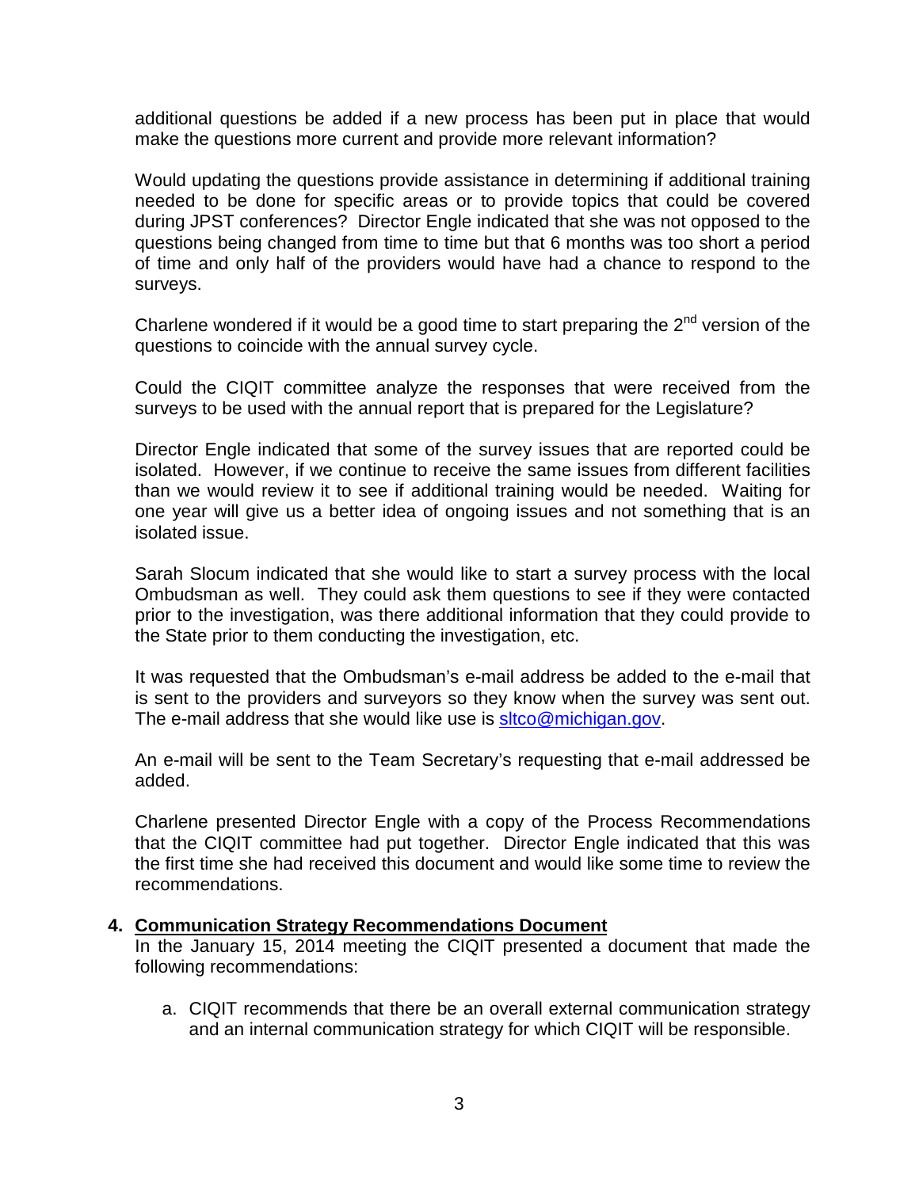additional questions be added if a new process has been put in place that would make the questions more current and provide more relevant information?

Would updating the questions provide assistance in determining if additional training needed to be done for specific areas or to provide topics that could be covered during JPST conferences? Director Engle indicated that she was not opposed to the questions being changed from time to time but that 6 months was too short a period of time and only half of the providers would have had a chance to respond to the surveys.

Charlene wondered if it would be a good time to start preparing the 2nd version of the questions to coincide with the annual survey cycle.

Could the CIQIT committee analyze the responses that were received from the surveys to be used with the annual report that is prepared for the Legislature?

Director Engle indicated that some of the survey issues that are reported could be isolated. However, if we continue to receive the same issues from different facilities than we would review it to see if additional training would be needed. Waiting for one year will give us a better idea of ongoing issues and not something that is an isolated issue.

Sarah Slocum indicated that she would like to start a survey process with the local Ombudsman as well. They could ask them questions to see if they were contacted prior to the investigation, was there additional information that they could provide to the State prior to them conducting the investigation, etc.

It was requested that the Ombudsman's e-mail address be added to the e-mail that is sent to the providers and surveyors so they know when the survey was sent out. The e-mail address that she would like use is sltco@michigan.gov.

An e-mail will be sent to the Team Secretary's requesting that e-mail addressed be added.

Charlene presented Director Engle with a copy of the Process Recommendations that the CIQIT committee had put together. Director Engle indicated that this was the first time she had received this document and would like some time to review the recommendations.

**4. Communication Strategy Recommendations Document**

In the January 15, 2014 meeting the CIQIT presented a document that made the following recommendations:

a. CIQIT recommends that there be an overall external communication strategy and an internal communication strategy for which CIQIT will be responsible.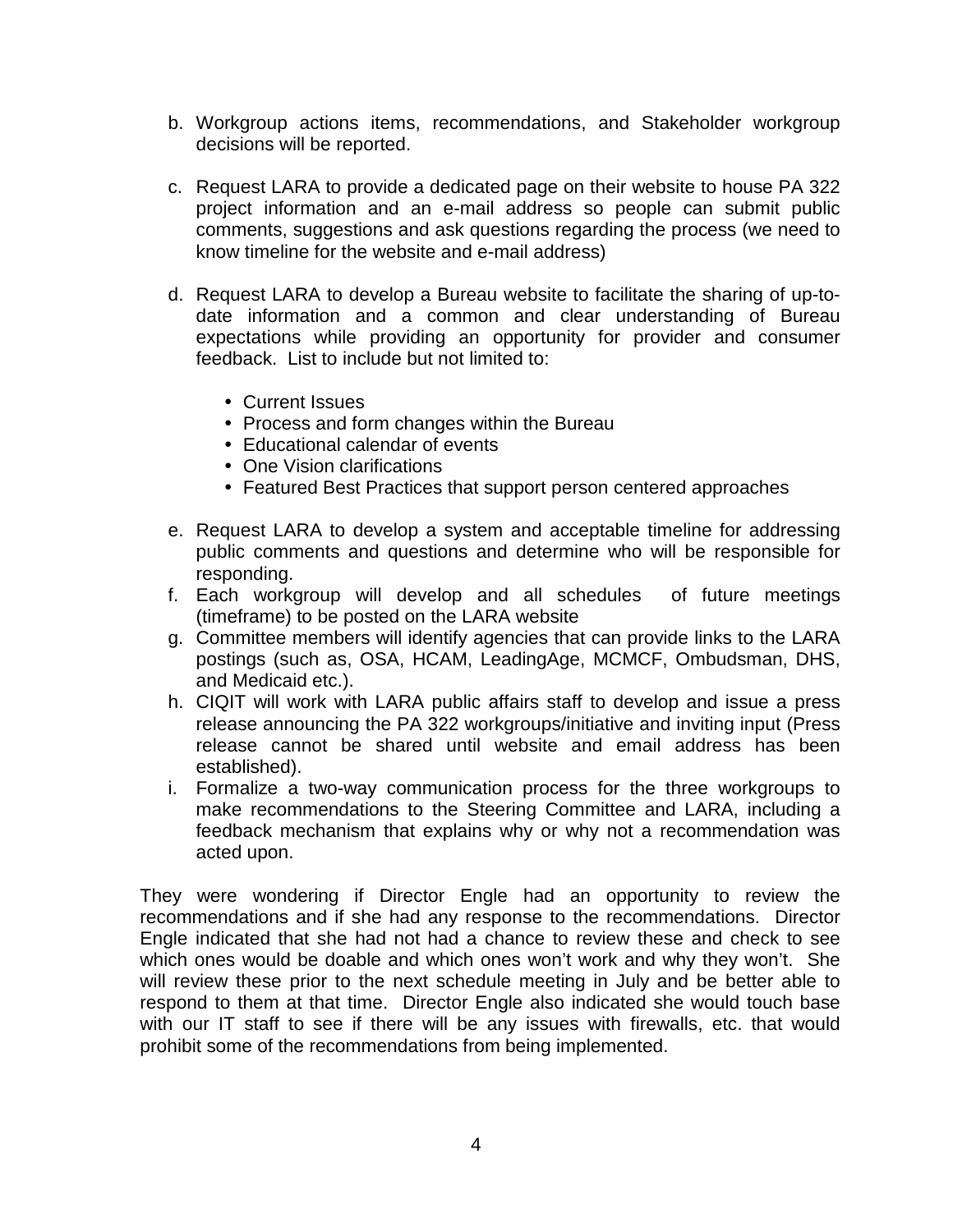b. Workgroup actions items, recommendations, and Stakeholder workgroup decisions will be reported.

c. Request LARA to provide a dedicated page on their website to house PA 322 project information and an e-mail address so people can submit public comments, suggestions and ask questions regarding the process (we need to know timeline for the website and e-mail address)

d. Request LARA to develop a Bureau website to facilitate the sharing of up-to-date information and a common and clear understanding of Bureau expectations while providing an opportunity for provider and consumer feedback. List to include but not limited to:

   - Current Issues
   - Process and form changes within the Bureau
   - Educational calendar of events
   - One Vision clarifications
   - Featured Best Practices that support person centered approaches

e. Request LARA to develop a system and acceptable timeline for addressing public comments and questions and determine who will be responsible for responding.

f. Each workgroup will develop and all schedules of future meetings (timeframe) to be posted on the LARA website

g. Committee members will identify agencies that can provide links to the LARA postings (such as, OSA, HCAM, LeadingAge, MCMCF, Ombudsman, DHS, and Medicaid etc.).

h. CIQIT will work with LARA public affairs staff to develop and issue a press release announcing the PA 322 workgroups/initiative and inviting input (Press release cannot be shared until website and email address has been established).

i. Formalize a two-way communication process for the three workgroups to make recommendations to the Steering Committee and LARA, including a feedback mechanism that explains why or why not a recommendation was acted upon.

They were wondering if Director Engle had an opportunity to review the recommendations and if she had any response to the recommendations. Director Engle indicated that she had not had a chance to review these and check to see which ones would be doable and which ones won't work and why they won't. She will review these prior to the next schedule meeting in July and be better able to respond to them at that time. Director Engle also indicated she would touch base with our IT staff to see if there will be any issues with firewalls, etc. that would prohibit some of the recommendations from being implemented.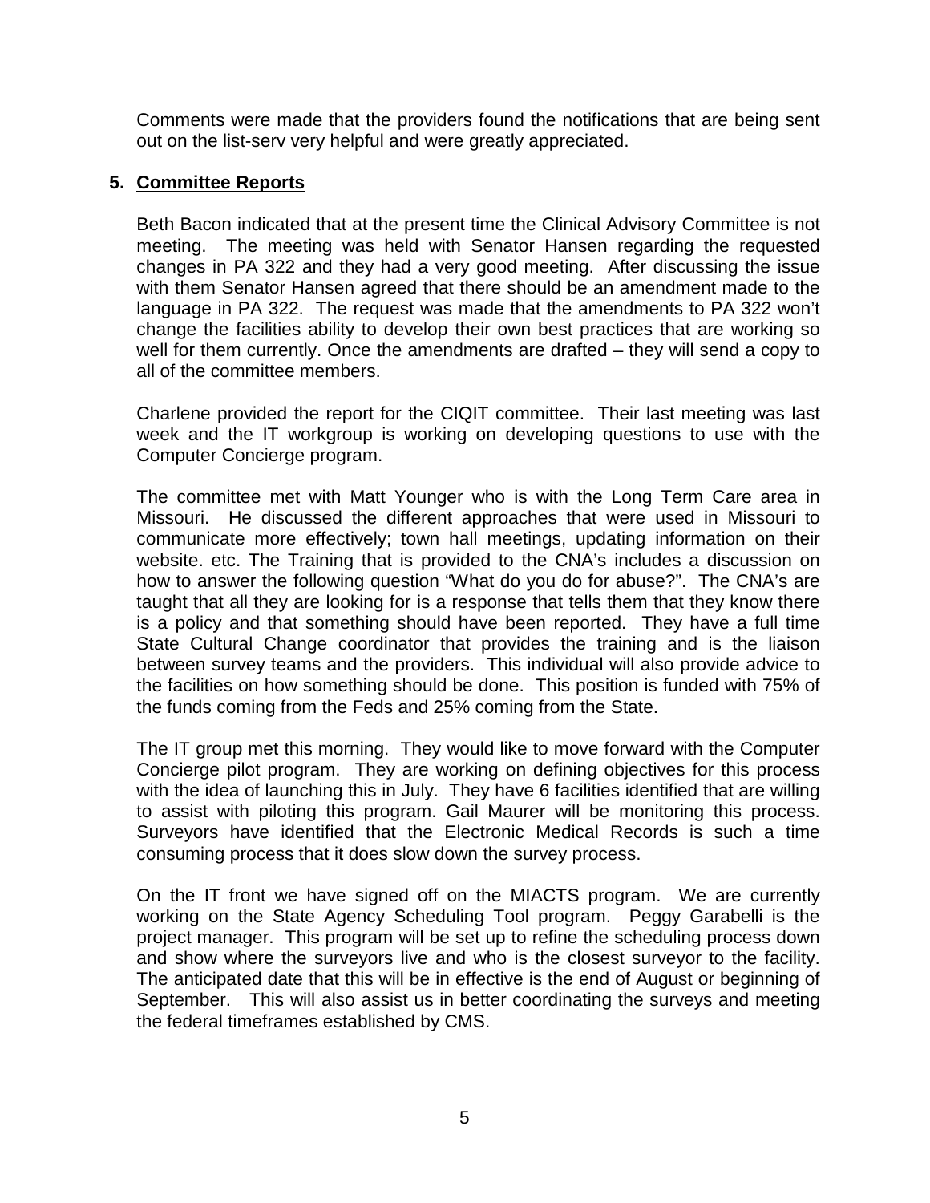Comments were made that the providers found the notifications that are being sent out on the list-serv very helpful and were greatly appreciated.

## 5. Committee Reports

Beth Bacon indicated that at the present time the Clinical Advisory Committee is not meeting. The meeting was held with Senator Hansen regarding the requested changes in PA 322 and they had a very good meeting. After discussing the issue with them Senator Hansen agreed that there should be an amendment made to the language in PA 322. The request was made that the amendments to PA 322 won't change the facilities ability to develop their own best practices that are working so well for them currently. Once the amendments are drafted – they will send a copy to all of the committee members.

Charlene provided the report for the CIQIT committee. Their last meeting was last week and the IT workgroup is working on developing questions to use with the Computer Concierge program.

The committee met with Matt Younger who is with the Long Term Care area in Missouri. He discussed the different approaches that were used in Missouri to communicate more effectively; town hall meetings, updating information on their website. etc. The Training that is provided to the CNA's includes a discussion on how to answer the following question "What do you do for abuse?". The CNA's are taught that all they are looking for is a response that tells them that they know there is a policy and that something should have been reported. They have a full time State Cultural Change coordinator that provides the training and is the liaison between survey teams and the providers. This individual will also provide advice to the facilities on how something should be done. This position is funded with 75% of the funds coming from the Feds and 25% coming from the State.

The IT group met this morning. They would like to move forward with the Computer Concierge pilot program. They are working on defining objectives for this process with the idea of launching this in July. They have 6 facilities identified that are willing to assist with piloting this program. Gail Maurer will be monitoring this process. Surveyors have identified that the Electronic Medical Records is such a time consuming process that it does slow down the survey process.

On the IT front we have signed off on the MIACTS program. We are currently working on the State Agency Scheduling Tool program. Peggy Garabelli is the project manager. This program will be set up to refine the scheduling process down and show where the surveyors live and who is the closest surveyor to the facility. The anticipated date that this will be in effective is the end of August or beginning of September. This will also assist us in better coordinating the surveys and meeting the federal timeframes established by CMS.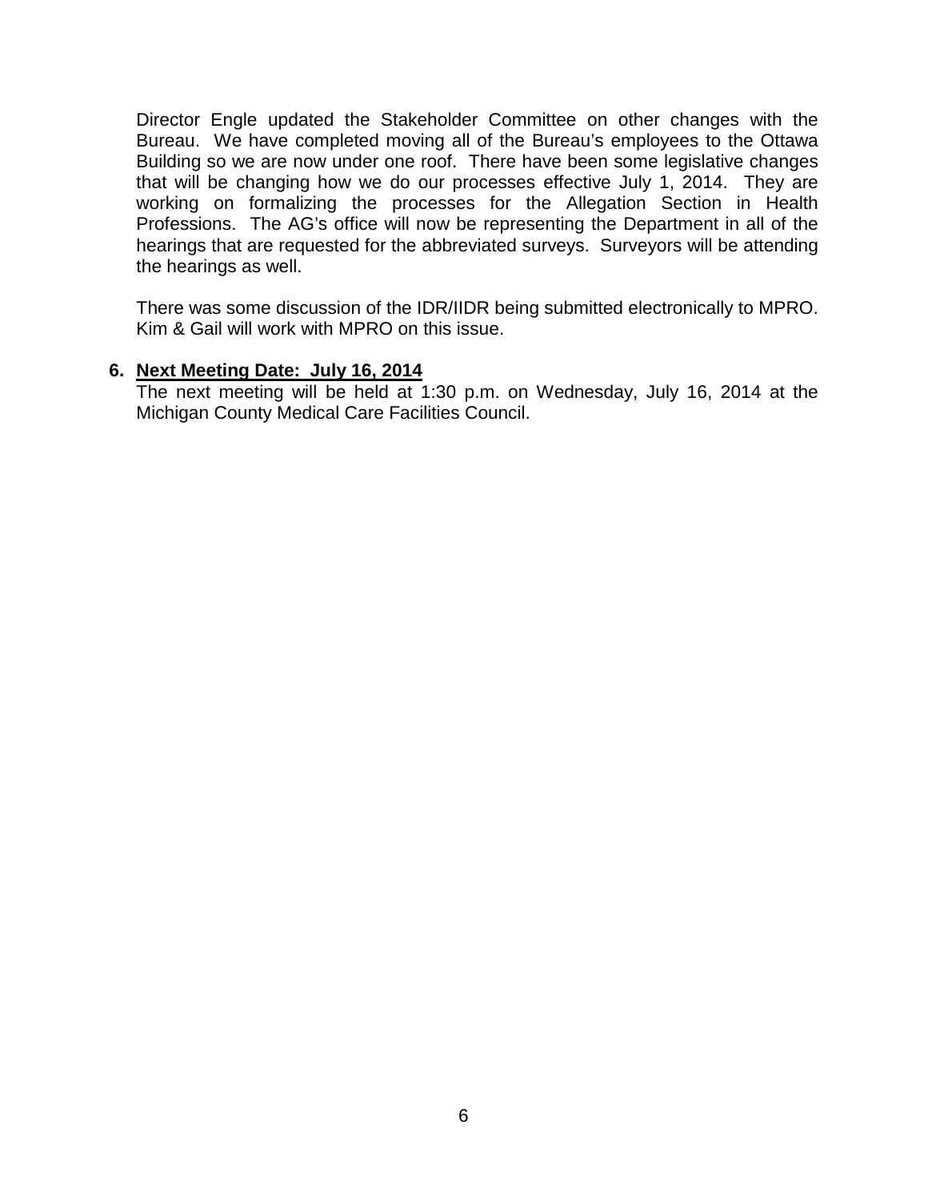Director Engle updated the Stakeholder Committee on other changes with the Bureau. We have completed moving all of the Bureau's employees to the Ottawa Building so we are now under one roof. There have been some legislative changes that will be changing how we do our processes effective July 1, 2014. They are working on formalizing the processes for the Allegation Section in Health Professions. The AG's office will now be representing the Department in all of the hearings that are requested for the abbreviated surveys. Surveyors will be attending the hearings as well.

There was some discussion of the IDR/IIDR being submitted electronically to MPRO. Kim & Gail will work with MPRO on this issue.

**6. <u>Next Meeting Date: July 16, 2014</u>**

The next meeting will be held at 1:30 p.m. on Wednesday, July 16, 2014 at the Michigan County Medical Care Facilities Council.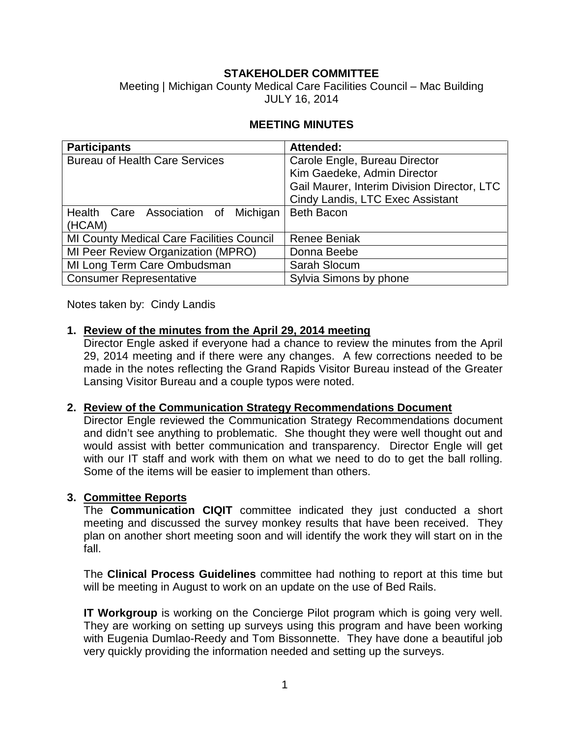**STAKEHOLDER COMMITTEE**

Meeting | Michigan County Medical Care Facilities Council – Mac Building
JULY 16, 2014

**MEETING MINUTES**

| **Participants** | **Attended:** |
|---|---|
| Bureau of Health Care Services | Carole Engle, Bureau Director<br>Kim Gaedeke, Admin Director<br>Gail Maurer, Interim Division Director, LTC<br>Cindy Landis, LTC Exec Assistant |
| Health Care Association of Michigan (HCAM) | Beth Bacon |
| MI County Medical Care Facilities Council | Renee Beniak |
| MI Peer Review Organization (MPRO) | Donna Beebe |
| MI Long Term Care Ombudsman | Sarah Slocum |
| Consumer Representative | Sylvia Simons by phone |

Notes taken by: Cindy Landis

1. **Review of the minutes from the April 29, 2014 meeting**
   Director Engle asked if everyone had a chance to review the minutes from the April 29, 2014 meeting and if there were any changes. A few corrections needed to be made in the notes reflecting the Grand Rapids Visitor Bureau instead of the Greater Lansing Visitor Bureau and a couple typos were noted.

2. **Review of the Communication Strategy Recommendations Document**
   Director Engle reviewed the Communication Strategy Recommendations document and didn't see anything to problematic. She thought they were well thought out and would assist with better communication and transparency. Director Engle will get with our IT staff and work with them on what we need to do to get the ball rolling. Some of the items will be easier to implement than others.

3. **Committee Reports**
   The **Communication CIQIT** committee indicated they just conducted a short meeting and discussed the survey monkey results that have been received. They plan on another short meeting soon and will identify the work they will start on in the fall.

   The **Clinical Process Guidelines** committee had nothing to report at this time but will be meeting in August to work on an update on the use of Bed Rails.

   **IT Workgroup** is working on the Concierge Pilot program which is going very well. They are working on setting up surveys using this program and have been working with Eugenia Dumlao-Reedy and Tom Bissonnette. They have done a beautiful job very quickly providing the information needed and setting up the surveys.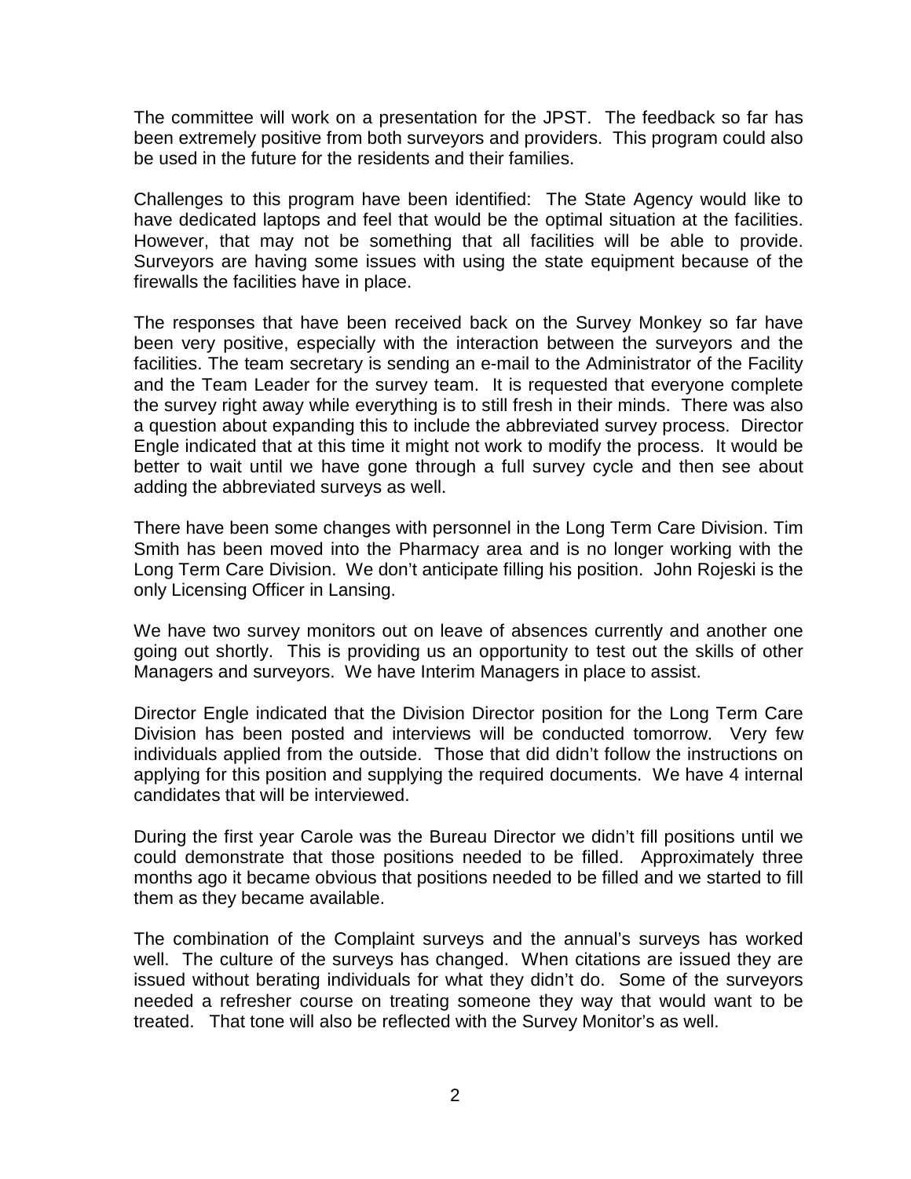The committee will work on a presentation for the JPST. The feedback so far has been extremely positive from both surveyors and providers. This program could also be used in the future for the residents and their families.

Challenges to this program have been identified: The State Agency would like to have dedicated laptops and feel that would be the optimal situation at the facilities. However, that may not be something that all facilities will be able to provide. Surveyors are having some issues with using the state equipment because of the firewalls the facilities have in place.

The responses that have been received back on the Survey Monkey so far have been very positive, especially with the interaction between the surveyors and the facilities. The team secretary is sending an e-mail to the Administrator of the Facility and the Team Leader for the survey team. It is requested that everyone complete the survey right away while everything is to still fresh in their minds. There was also a question about expanding this to include the abbreviated survey process. Director Engle indicated that at this time it might not work to modify the process. It would be better to wait until we have gone through a full survey cycle and then see about adding the abbreviated surveys as well.

There have been some changes with personnel in the Long Term Care Division. Tim Smith has been moved into the Pharmacy area and is no longer working with the Long Term Care Division. We don't anticipate filling his position. John Rojeski is the only Licensing Officer in Lansing.

We have two survey monitors out on leave of absences currently and another one going out shortly. This is providing us an opportunity to test out the skills of other Managers and surveyors. We have Interim Managers in place to assist.

Director Engle indicated that the Division Director position for the Long Term Care Division has been posted and interviews will be conducted tomorrow. Very few individuals applied from the outside. Those that did didn't follow the instructions on applying for this position and supplying the required documents. We have 4 internal candidates that will be interviewed.

During the first year Carole was the Bureau Director we didn't fill positions until we could demonstrate that those positions needed to be filled. Approximately three months ago it became obvious that positions needed to be filled and we started to fill them as they became available.

The combination of the Complaint surveys and the annual's surveys has worked well. The culture of the surveys has changed. When citations are issued they are issued without berating individuals for what they didn't do. Some of the surveyors needed a refresher course on treating someone they way that would want to be treated. That tone will also be reflected with the Survey Monitor's as well.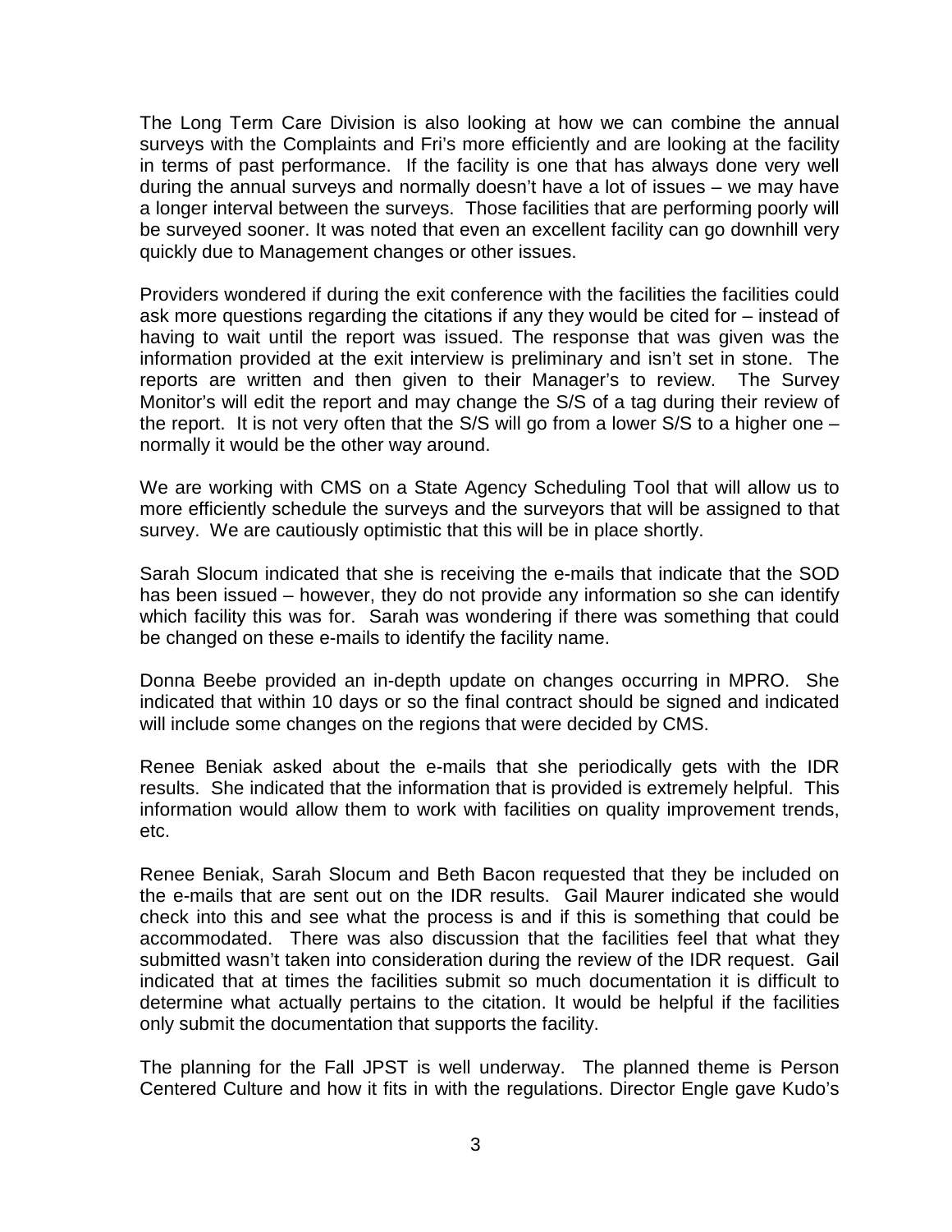The Long Term Care Division is also looking at how we can combine the annual surveys with the Complaints and Fri's more efficiently and are looking at the facility in terms of past performance. If the facility is one that has always done very well during the annual surveys and normally doesn't have a lot of issues – we may have a longer interval between the surveys. Those facilities that are performing poorly will be surveyed sooner. It was noted that even an excellent facility can go downhill very quickly due to Management changes or other issues.

Providers wondered if during the exit conference with the facilities the facilities could ask more questions regarding the citations if any they would be cited for – instead of having to wait until the report was issued. The response that was given was the information provided at the exit interview is preliminary and isn't set in stone. The reports are written and then given to their Manager's to review. The Survey Monitor's will edit the report and may change the S/S of a tag during their review of the report. It is not very often that the S/S will go from a lower S/S to a higher one – normally it would be the other way around.

We are working with CMS on a State Agency Scheduling Tool that will allow us to more efficiently schedule the surveys and the surveyors that will be assigned to that survey. We are cautiously optimistic that this will be in place shortly.

Sarah Slocum indicated that she is receiving the e-mails that indicate that the SOD has been issued – however, they do not provide any information so she can identify which facility this was for. Sarah was wondering if there was something that could be changed on these e-mails to identify the facility name.

Donna Beebe provided an in-depth update on changes occurring in MPRO. She indicated that within 10 days or so the final contract should be signed and indicated will include some changes on the regions that were decided by CMS.

Renee Beniak asked about the e-mails that she periodically gets with the IDR results. She indicated that the information that is provided is extremely helpful. This information would allow them to work with facilities on quality improvement trends, etc.

Renee Beniak, Sarah Slocum and Beth Bacon requested that they be included on the e-mails that are sent out on the IDR results. Gail Maurer indicated she would check into this and see what the process is and if this is something that could be accommodated. There was also discussion that the facilities feel that what they submitted wasn't taken into consideration during the review of the IDR request. Gail indicated that at times the facilities submit so much documentation it is difficult to determine what actually pertains to the citation. It would be helpful if the facilities only submit the documentation that supports the facility.

The planning for the Fall JPST is well underway. The planned theme is Person Centered Culture and how it fits in with the regulations. Director Engle gave Kudo's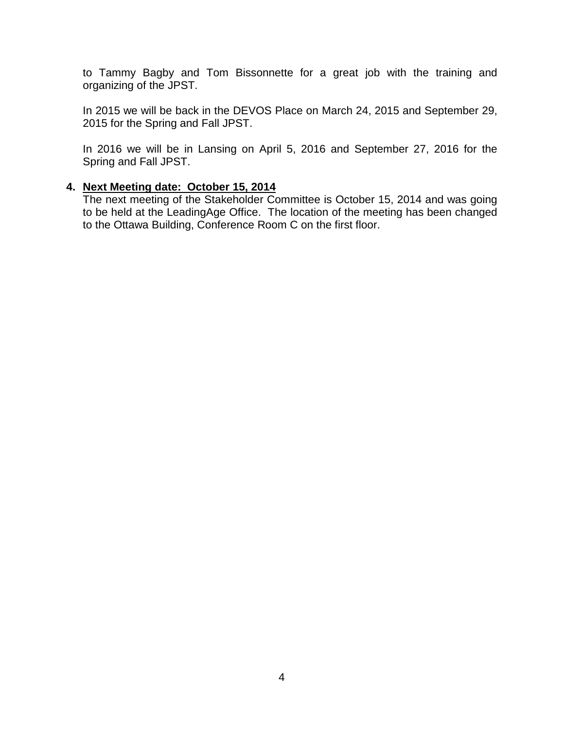to Tammy Bagby and Tom Bissonnette for a great job with the training and organizing of the JPST.

In 2015 we will be back in the DEVOS Place on March 24, 2015 and September 29, 2015 for the Spring and Fall JPST.

In 2016 we will be in Lansing on April 5, 2016 and September 27, 2016 for the Spring and Fall JPST.

4. **Next Meeting date: October 15, 2014**

The next meeting of the Stakeholder Committee is October 15, 2014 and was going to be held at the LeadingAge Office. The location of the meeting has been changed to the Ottawa Building, Conference Room C on the first floor.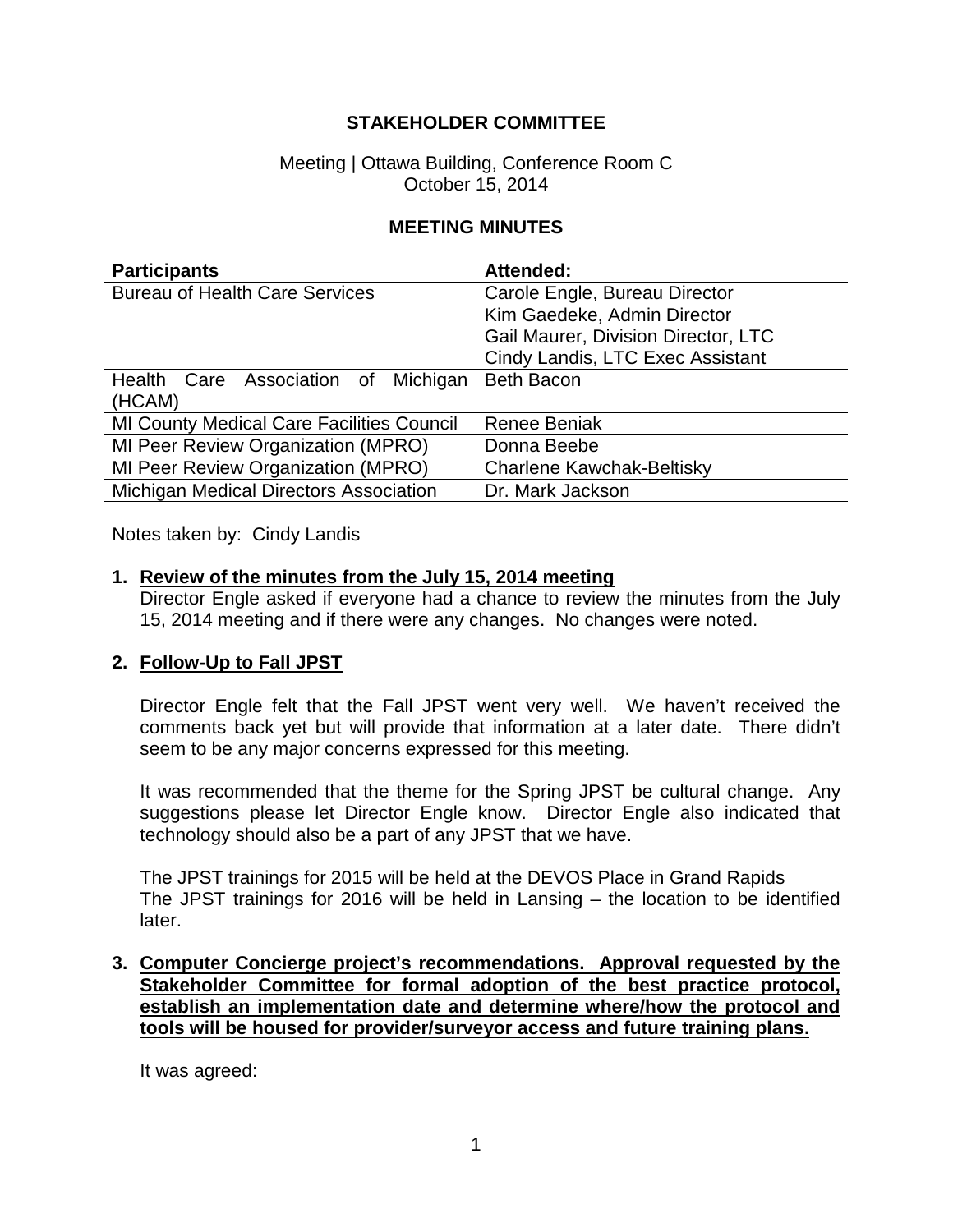# STAKEHOLDER COMMITTEE

Meeting | Ottawa Building, Conference Room C
October 15, 2014

## MEETING MINUTES

| Participants | Attended: |
|---|---|
| Bureau of Health Care Services | Carole Engle, Bureau Director<br>Kim Gaedeke, Admin Director<br>Gail Maurer, Division Director, LTC<br>Cindy Landis, LTC Exec Assistant |
| Health Care Association of Michigan (HCAM) | Beth Bacon |
| MI County Medical Care Facilities Council | Renee Beniak |
| MI Peer Review Organization (MPRO) | Donna Beebe |
| MI Peer Review Organization (MPRO) | Charlene Kawchak-Beltisky |
| Michigan Medical Directors Association | Dr. Mark Jackson |

Notes taken by: Cindy Landis

1. **<u>Review of the minutes from the July 15, 2014 meeting</u>**
   Director Engle asked if everyone had a chance to review the minutes from the July 15, 2014 meeting and if there were any changes. No changes were noted.

2. **<u>Follow-Up to Fall JPST</u>**

   Director Engle felt that the Fall JPST went very well. We haven't received the comments back yet but will provide that information at a later date. There didn't seem to be any major concerns expressed for this meeting.

   It was recommended that the theme for the Spring JPST be cultural change. Any suggestions please let Director Engle know. Director Engle also indicated that technology should also be a part of any JPST that we have.

   The JPST trainings for 2015 will be held at the DEVOS Place in Grand Rapids
   The JPST trainings for 2016 will be held in Lansing – the location to be identified later.

3. **<u>Computer Concierge project's recommendations. Approval requested by the Stakeholder Committee for formal adoption of the best practice protocol, establish an implementation date and determine where/how the protocol and tools will be housed for provider/surveyor access and future training plans.</u>**

   It was agreed: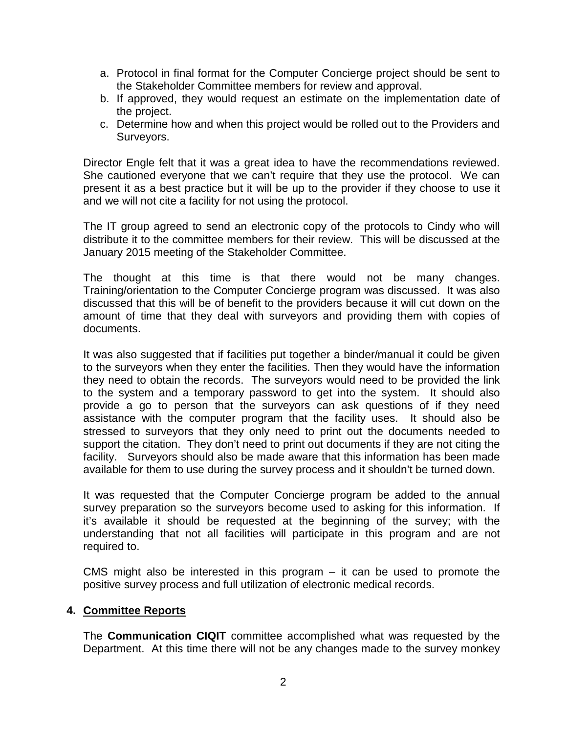a. Protocol in final format for the Computer Concierge project should be sent to the Stakeholder Committee members for review and approval.
b. If approved, they would request an estimate on the implementation date of the project.
c. Determine how and when this project would be rolled out to the Providers and Surveyors.

Director Engle felt that it was a great idea to have the recommendations reviewed. She cautioned everyone that we can't require that they use the protocol. We can present it as a best practice but it will be up to the provider if they choose to use it and we will not cite a facility for not using the protocol.

The IT group agreed to send an electronic copy of the protocols to Cindy who will distribute it to the committee members for their review. This will be discussed at the January 2015 meeting of the Stakeholder Committee.

The thought at this time is that there would not be many changes. Training/orientation to the Computer Concierge program was discussed. It was also discussed that this will be of benefit to the providers because it will cut down on the amount of time that they deal with surveyors and providing them with copies of documents.

It was also suggested that if facilities put together a binder/manual it could be given to the surveyors when they enter the facilities. Then they would have the information they need to obtain the records. The surveyors would need to be provided the link to the system and a temporary password to get into the system. It should also provide a go to person that the surveyors can ask questions of if they need assistance with the computer program that the facility uses. It should also be stressed to surveyors that they only need to print out the documents needed to support the citation. They don't need to print out documents if they are not citing the facility. Surveyors should also be made aware that this information has been made available for them to use during the survey process and it shouldn't be turned down.

It was requested that the Computer Concierge program be added to the annual survey preparation so the surveyors become used to asking for this information. If it's available it should be requested at the beginning of the survey; with the understanding that not all facilities will participate in this program and are not required to.

CMS might also be interested in this program – it can be used to promote the positive survey process and full utilization of electronic medical records.

## 4. Committee Reports

The **Communication CIQIT** committee accomplished what was requested by the Department. At this time there will not be any changes made to the survey monkey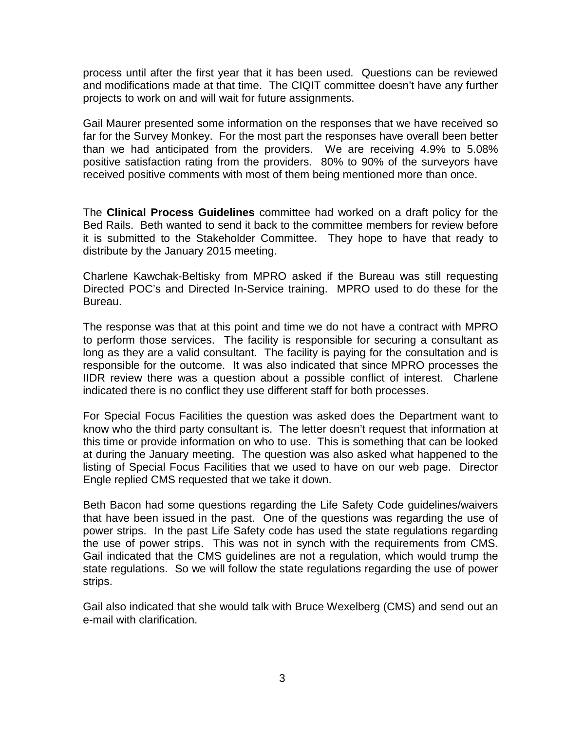process until after the first year that it has been used. Questions can be reviewed and modifications made at that time. The CIQIT committee doesn't have any further projects to work on and will wait for future assignments.

Gail Maurer presented some information on the responses that we have received so far for the Survey Monkey. For the most part the responses have overall been better than we had anticipated from the providers. We are receiving 4.9% to 5.08% positive satisfaction rating from the providers. 80% to 90% of the surveyors have received positive comments with most of them being mentioned more than once.

The **Clinical Process Guidelines** committee had worked on a draft policy for the Bed Rails. Beth wanted to send it back to the committee members for review before it is submitted to the Stakeholder Committee. They hope to have that ready to distribute by the January 2015 meeting.

Charlene Kawchak-Beltisky from MPRO asked if the Bureau was still requesting Directed POC's and Directed In-Service training. MPRO used to do these for the Bureau.

The response was that at this point and time we do not have a contract with MPRO to perform those services. The facility is responsible for securing a consultant as long as they are a valid consultant. The facility is paying for the consultation and is responsible for the outcome. It was also indicated that since MPRO processes the IIDR review there was a question about a possible conflict of interest. Charlene indicated there is no conflict they use different staff for both processes.

For Special Focus Facilities the question was asked does the Department want to know who the third party consultant is. The letter doesn't request that information at this time or provide information on who to use. This is something that can be looked at during the January meeting. The question was also asked what happened to the listing of Special Focus Facilities that we used to have on our web page. Director Engle replied CMS requested that we take it down.

Beth Bacon had some questions regarding the Life Safety Code guidelines/waivers that have been issued in the past. One of the questions was regarding the use of power strips. In the past Life Safety code has used the state regulations regarding the use of power strips. This was not in synch with the requirements from CMS. Gail indicated that the CMS guidelines are not a regulation, which would trump the state regulations. So we will follow the state regulations regarding the use of power strips.

Gail also indicated that she would talk with Bruce Wexelberg (CMS) and send out an e-mail with clarification.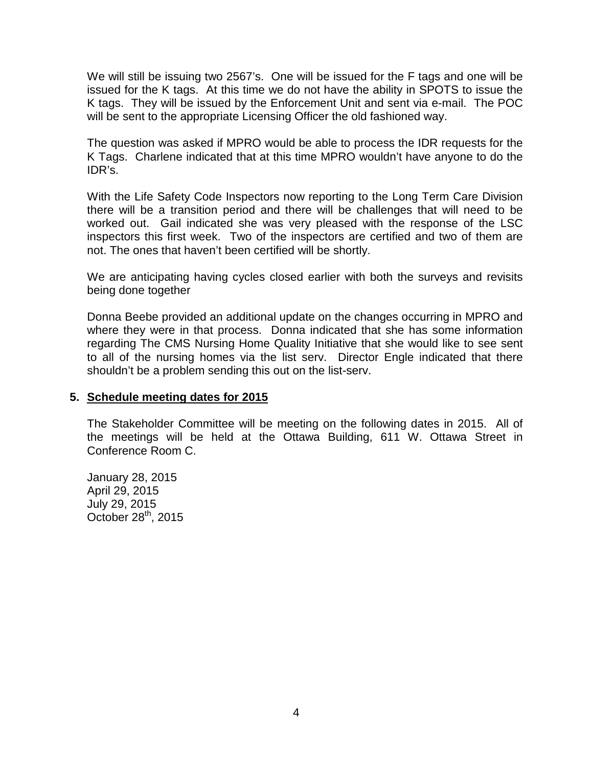We will still be issuing two 2567's. One will be issued for the F tags and one will be issued for the K tags. At this time we do not have the ability in SPOTS to issue the K tags. They will be issued by the Enforcement Unit and sent via e-mail. The POC will be sent to the appropriate Licensing Officer the old fashioned way.

The question was asked if MPRO would be able to process the IDR requests for the K Tags. Charlene indicated that at this time MPRO wouldn't have anyone to do the IDR's.

With the Life Safety Code Inspectors now reporting to the Long Term Care Division there will be a transition period and there will be challenges that will need to be worked out. Gail indicated she was very pleased with the response of the LSC inspectors this first week. Two of the inspectors are certified and two of them are not. The ones that haven't been certified will be shortly.

We are anticipating having cycles closed earlier with both the surveys and revisits being done together

Donna Beebe provided an additional update on the changes occurring in MPRO and where they were in that process. Donna indicated that she has some information regarding The CMS Nursing Home Quality Initiative that she would like to see sent to all of the nursing homes via the list serv. Director Engle indicated that there shouldn't be a problem sending this out on the list-serv.

**5. <u>Schedule meeting dates for 2015</u>**

The Stakeholder Committee will be meeting on the following dates in 2015. All of the meetings will be held at the Ottawa Building, 611 W. Ottawa Street in Conference Room C.

January 28, 2015
April 29, 2015
July 29, 2015
October 28th, 2015